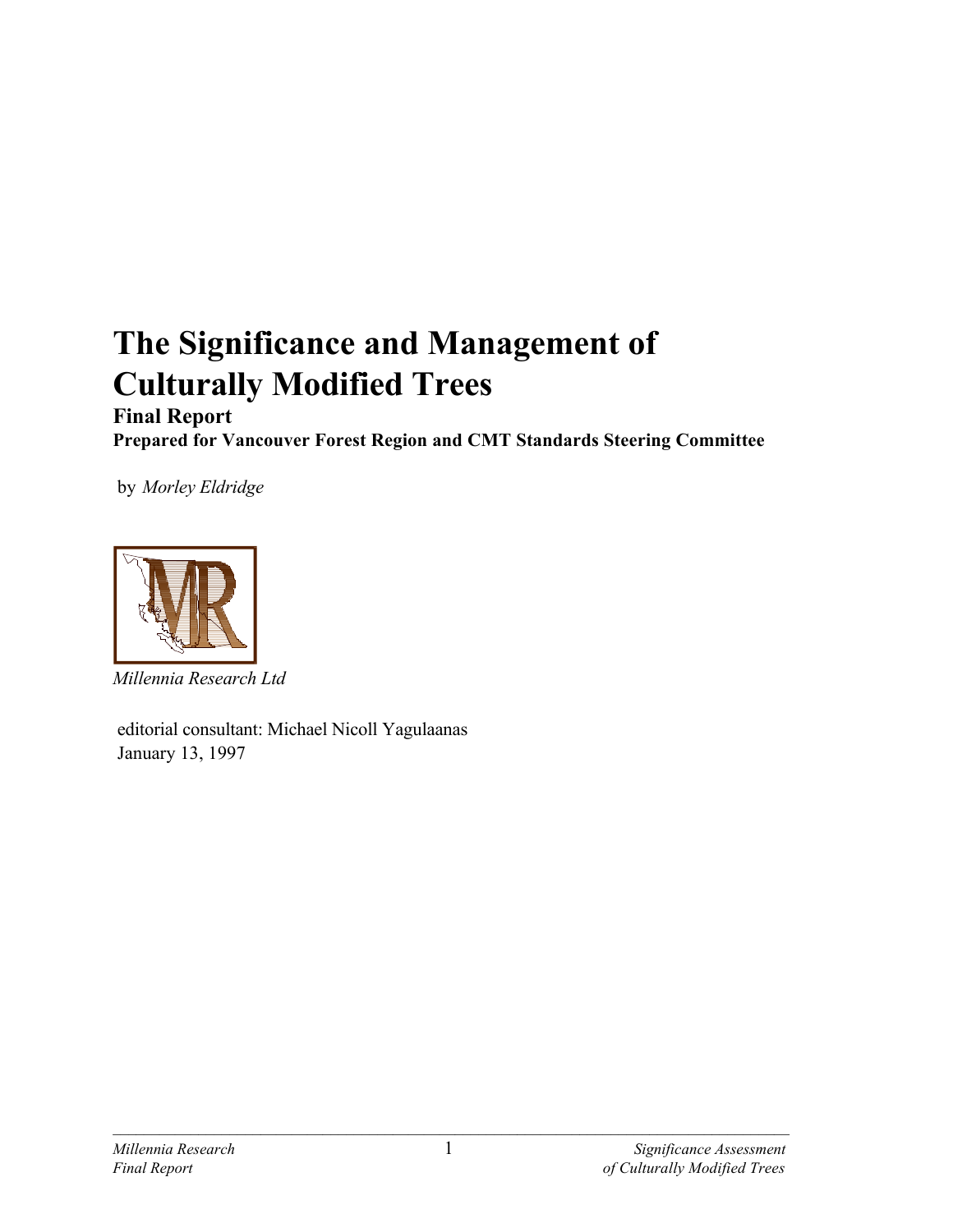# The Significance and Management of Culturally Modified Trees

**Final Report**

**Prepared for Vancouver Forest Region and CMT Standards Steering Committee**

by *Morley Eldridge*

*Millennia Research Ltd*

editorial consultant: Michael Nicoll Yagulaanas

January 13, 1997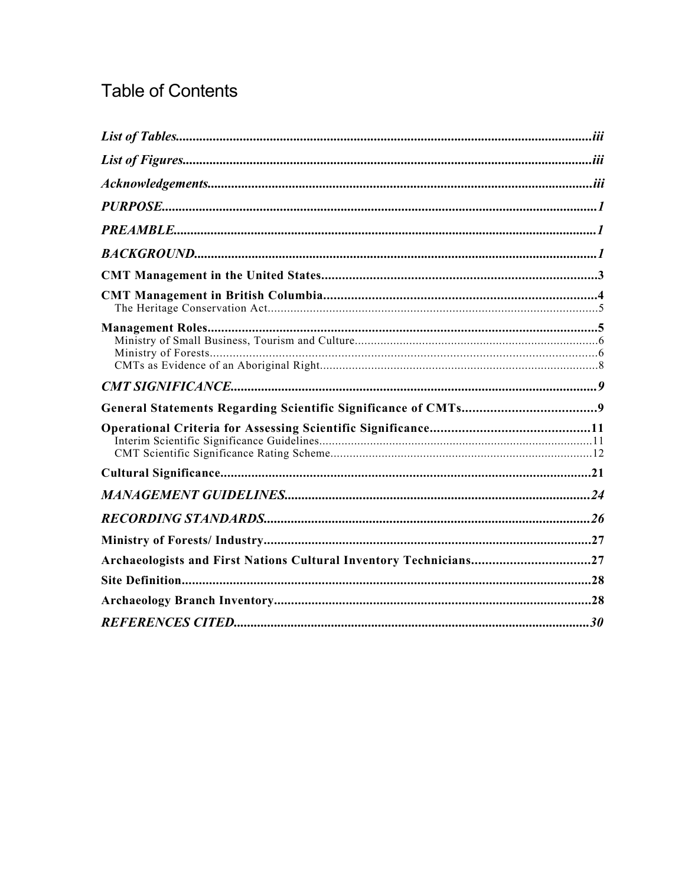# Table of Contents

*List of Tables* ... iii

*List of Figures* ... iii

*Acknowledgements* ... iii

*PURPOSE* ... 1

*PREAMBLE* ... 1

*BACKGROUND* ... 1

**CMT Management in the United States** ... 3

**CMT Management in British Columbia** ... 4

- The Heritage Conservation Act ... 5

**Management Roles** ... 5

- Ministry of Small Business, Tourism and Culture ... 6
- Ministry of Forests ... 6
- CMTs as Evidence of an Aboriginal Right ... 8

*CMT SIGNIFICANCE* ... 9

**General Statements Regarding Scientific Significance of CMTs** ... 9

**Operational Criteria for Assessing Scientific Significance** ... 11

- Interim Scientific Significance Guidelines ... 11
- CMT Scientific Significance Rating Scheme ... 12

**Cultural Significance** ... 21

*MANAGEMENT GUIDELINES* ... 24

*RECORDING STANDARDS* ... 26

**Ministry of Forests/ Industry** ... 27

**Archaeologists and First Nations Cultural Inventory Technicians** ... 27

**Site Definition** ... 28

**Archaeology Branch Inventory** ... 28

*REFERENCES CITED* ... 30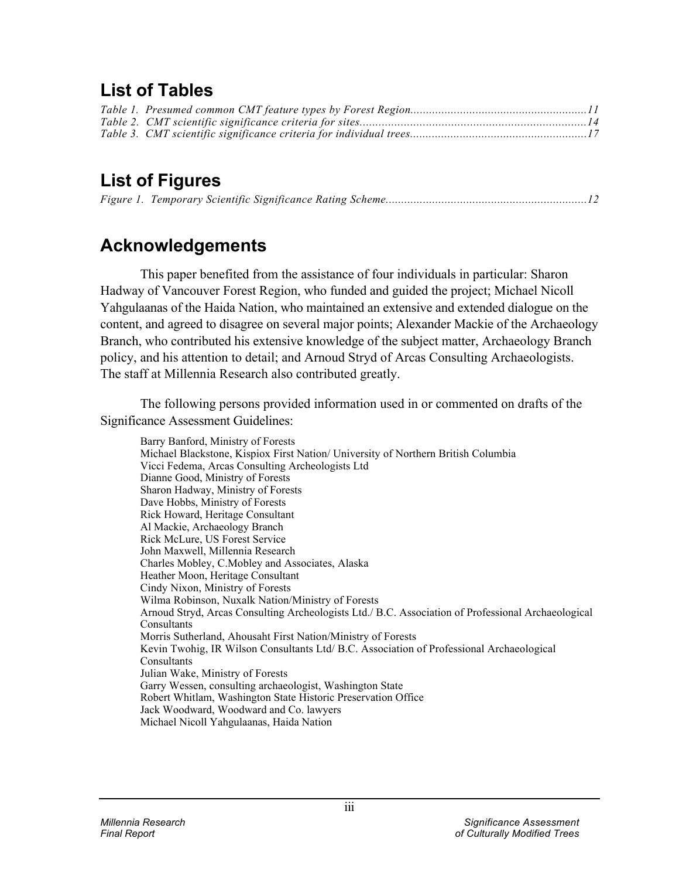## List of Tables

*Table 1. Presumed common CMT feature types by Forest Region.........................................................11*
*Table 2. CMT scientific significance criteria for sites........................................................................14*
*Table 3. CMT scientific significance criteria for individual trees.........................................................17*

## List of Figures

*Figure 1. Temporary Scientific Significance Rating Scheme.................................................................12*

## Acknowledgements

This paper benefited from the assistance of four individuals in particular: Sharon Hadway of Vancouver Forest Region, who funded and guided the project; Michael Nicoll Yahgulaanas of the Haida Nation, who maintained an extensive and extended dialogue on the content, and agreed to disagree on several major points; Alexander Mackie of the Archaeology Branch, who contributed his extensive knowledge of the subject matter, Archaeology Branch policy, and his attention to detail; and Arnoud Stryd of Arcas Consulting Archaeologists. The staff at Millennia Research also contributed greatly.

The following persons provided information used in or commented on drafts of the Significance Assessment Guidelines:

Barry Banford, Ministry of Forests
Michael Blackstone, Kispiox First Nation/ University of Northern British Columbia
Vicci Fedema, Arcas Consulting Archeologists Ltd
Dianne Good, Ministry of Forests
Sharon Hadway, Ministry of Forests
Dave Hobbs, Ministry of Forests
Rick Howard, Heritage Consultant
Al Mackie, Archaeology Branch
Rick McLure, US Forest Service
John Maxwell, Millennia Research
Charles Mobley, C.Mobley and Associates, Alaska
Heather Moon, Heritage Consultant
Cindy Nixon, Ministry of Forests
Wilma Robinson, Nuxalk Nation/Ministry of Forests
Arnoud Stryd, Arcas Consulting Archeologists Ltd./ B.C. Association of Professional Archaeological Consultants
Morris Sutherland, Ahousaht First Nation/Ministry of Forests
Kevin Twohig, IR Wilson Consultants Ltd/ B.C. Association of Professional Archaeological Consultants
Julian Wake, Ministry of Forests
Garry Wessen, consulting archaeologist, Washington State
Robert Whitlam, Washington State Historic Preservation Office
Jack Woodward, Woodward and Co. lawyers
Michael Nicoll Yahgulaanas, Haida Nation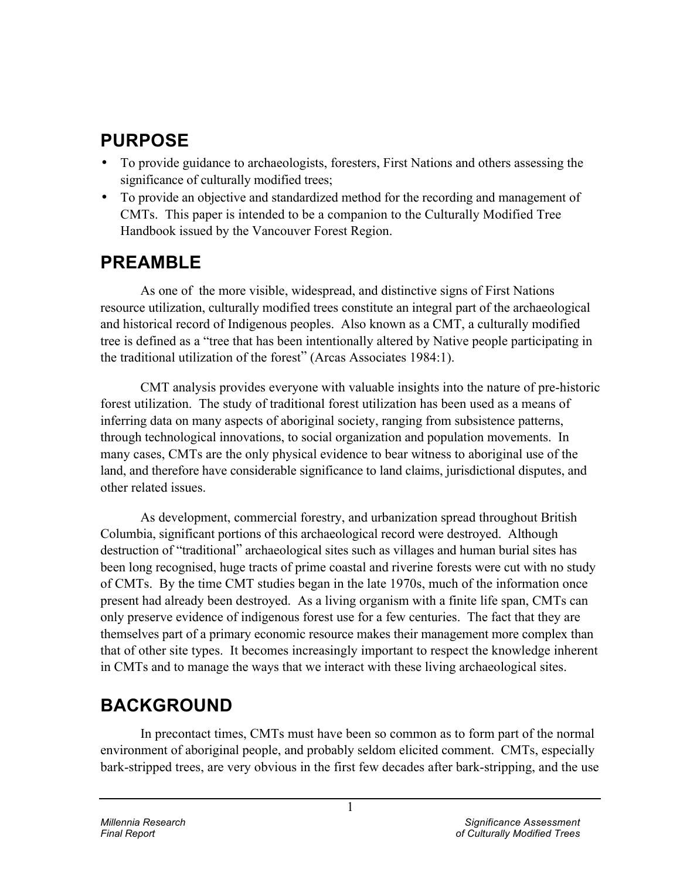## PURPOSE

- To provide guidance to archaeologists, foresters, First Nations and others assessing the significance of culturally modified trees;
- To provide an objective and standardized method for the recording and management of CMTs. This paper is intended to be a companion to the Culturally Modified Tree Handbook issued by the Vancouver Forest Region.

## PREAMBLE

As one of the more visible, widespread, and distinctive signs of First Nations resource utilization, culturally modified trees constitute an integral part of the archaeological and historical record of Indigenous peoples. Also known as a CMT, a culturally modified tree is defined as a "tree that has been intentionally altered by Native people participating in the traditional utilization of the forest" (Arcas Associates 1984:1).

CMT analysis provides everyone with valuable insights into the nature of pre-historic forest utilization. The study of traditional forest utilization has been used as a means of inferring data on many aspects of aboriginal society, ranging from subsistence patterns, through technological innovations, to social organization and population movements. In many cases, CMTs are the only physical evidence to bear witness to aboriginal use of the land, and therefore have considerable significance to land claims, jurisdictional disputes, and other related issues.

As development, commercial forestry, and urbanization spread throughout British Columbia, significant portions of this archaeological record were destroyed. Although destruction of "traditional" archaeological sites such as villages and human burial sites has been long recognised, huge tracts of prime coastal and riverine forests were cut with no study of CMTs. By the time CMT studies began in the late 1970s, much of the information once present had already been destroyed. As a living organism with a finite life span, CMTs can only preserve evidence of indigenous forest use for a few centuries. The fact that they are themselves part of a primary economic resource makes their management more complex than that of other site types. It becomes increasingly important to respect the knowledge inherent in CMTs and to manage the ways that we interact with these living archaeological sites.

## BACKGROUND

In precontact times, CMTs must have been so common as to form part of the normal environment of aboriginal people, and probably seldom elicited comment. CMTs, especially bark-stripped trees, are very obvious in the first few decades after bark-stripping, and the use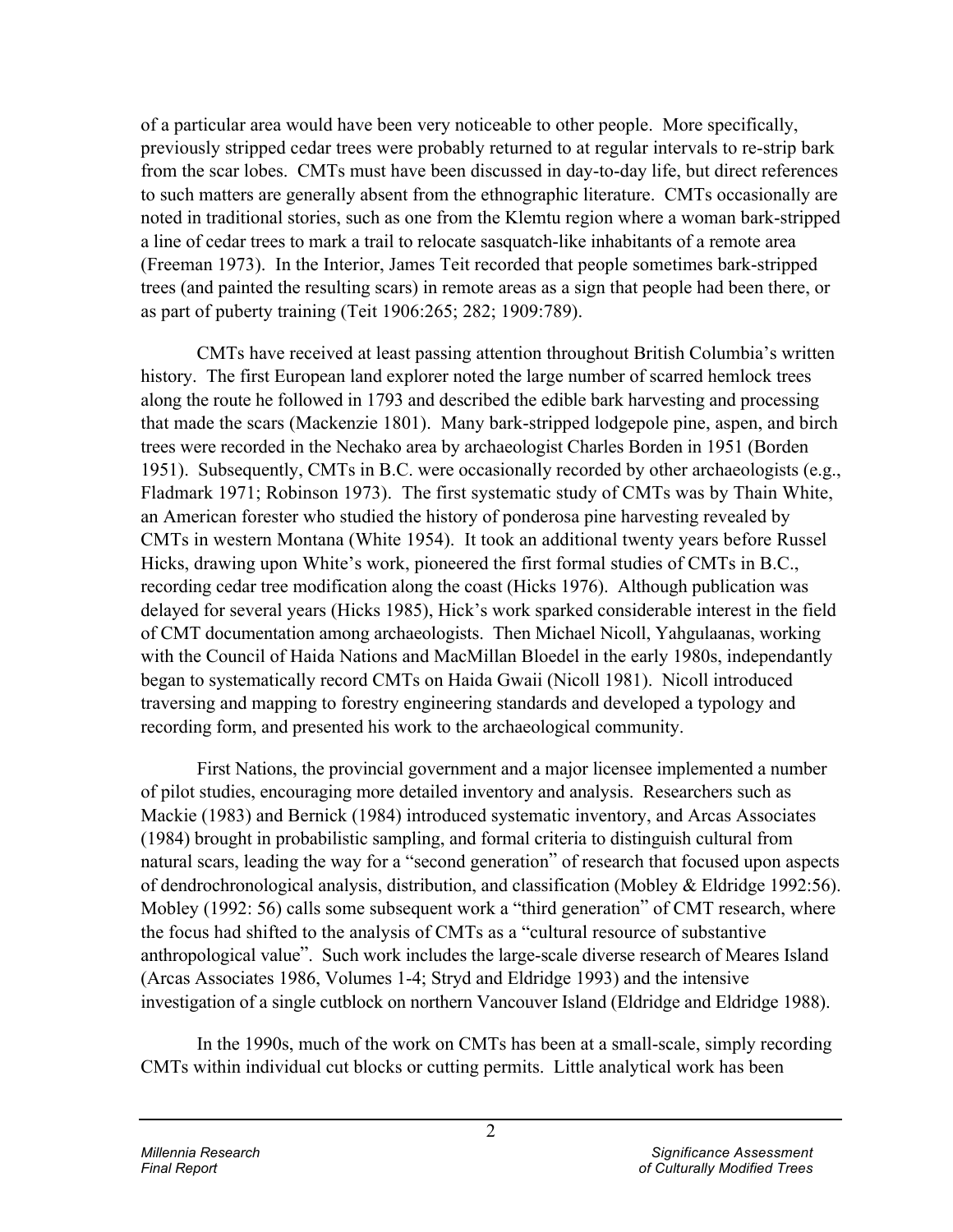of a particular area would have been very noticeable to other people. More specifically, previously stripped cedar trees were probably returned to at regular intervals to re-strip bark from the scar lobes. CMTs must have been discussed in day-to-day life, but direct references to such matters are generally absent from the ethnographic literature. CMTs occasionally are noted in traditional stories, such as one from the Klemtu region where a woman bark-stripped a line of cedar trees to mark a trail to relocate sasquatch-like inhabitants of a remote area (Freeman 1973). In the Interior, James Teit recorded that people sometimes bark-stripped trees (and painted the resulting scars) in remote areas as a sign that people had been there, or as part of puberty training (Teit 1906:265; 282; 1909:789).

CMTs have received at least passing attention throughout British Columbia's written history. The first European land explorer noted the large number of scarred hemlock trees along the route he followed in 1793 and described the edible bark harvesting and processing that made the scars (Mackenzie 1801). Many bark-stripped lodgepole pine, aspen, and birch trees were recorded in the Nechako area by archaeologist Charles Borden in 1951 (Borden 1951). Subsequently, CMTs in B.C. were occasionally recorded by other archaeologists (e.g., Fladmark 1971; Robinson 1973). The first systematic study of CMTs was by Thain White, an American forester who studied the history of ponderosa pine harvesting revealed by CMTs in western Montana (White 1954). It took an additional twenty years before Russel Hicks, drawing upon White's work, pioneered the first formal studies of CMTs in B.C., recording cedar tree modification along the coast (Hicks 1976). Although publication was delayed for several years (Hicks 1985), Hick's work sparked considerable interest in the field of CMT documentation among archaeologists. Then Michael Nicoll, Yahgulaanas, working with the Council of Haida Nations and MacMillan Bloedel in the early 1980s, independantly began to systematically record CMTs on Haida Gwaii (Nicoll 1981). Nicoll introduced traversing and mapping to forestry engineering standards and developed a typology and recording form, and presented his work to the archaeological community.

First Nations, the provincial government and a major licensee implemented a number of pilot studies, encouraging more detailed inventory and analysis. Researchers such as Mackie (1983) and Bernick (1984) introduced systematic inventory, and Arcas Associates (1984) brought in probabilistic sampling, and formal criteria to distinguish cultural from natural scars, leading the way for a "second generation" of research that focused upon aspects of dendrochronological analysis, distribution, and classification (Mobley & Eldridge 1992:56). Mobley (1992: 56) calls some subsequent work a "third generation" of CMT research, where the focus had shifted to the analysis of CMTs as a "cultural resource of substantive anthropological value". Such work includes the large-scale diverse research of Meares Island (Arcas Associates 1986, Volumes 1-4; Stryd and Eldridge 1993) and the intensive investigation of a single cutblock on northern Vancouver Island (Eldridge and Eldridge 1988).

In the 1990s, much of the work on CMTs has been at a small-scale, simply recording CMTs within individual cut blocks or cutting permits. Little analytical work has been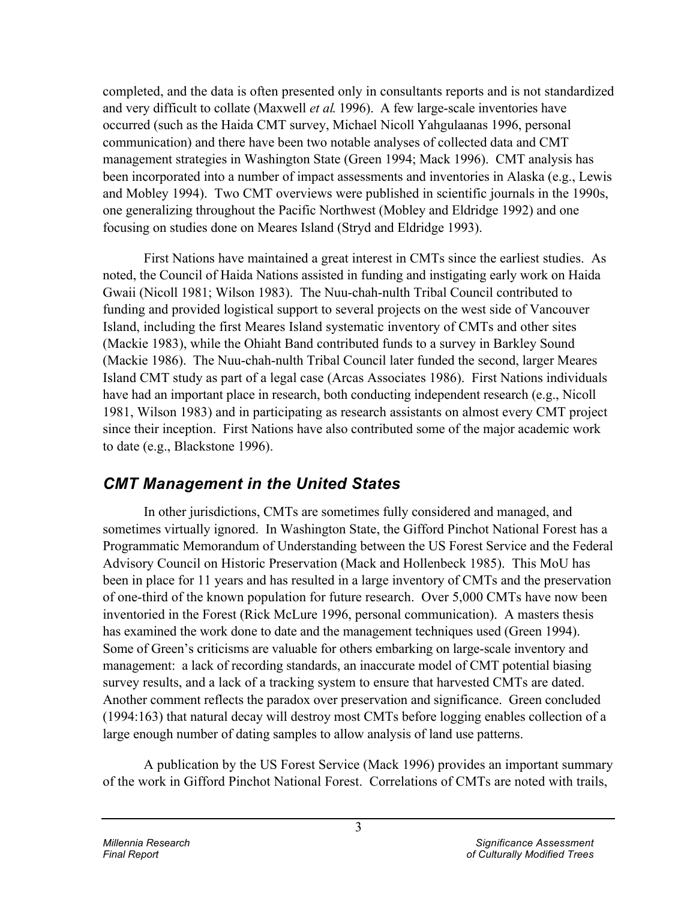completed, and the data is often presented only in consultants reports and is not standardized and very difficult to collate (Maxwell *et al.* 1996). A few large-scale inventories have occurred (such as the Haida CMT survey, Michael Nicoll Yahgulaanas 1996, personal communication) and there have been two notable analyses of collected data and CMT management strategies in Washington State (Green 1994; Mack 1996). CMT analysis has been incorporated into a number of impact assessments and inventories in Alaska (e.g., Lewis and Mobley 1994). Two CMT overviews were published in scientific journals in the 1990s, one generalizing throughout the Pacific Northwest (Mobley and Eldridge 1992) and one focusing on studies done on Meares Island (Stryd and Eldridge 1993).

First Nations have maintained a great interest in CMTs since the earliest studies. As noted, the Council of Haida Nations assisted in funding and instigating early work on Haida Gwaii (Nicoll 1981; Wilson 1983). The Nuu-chah-nulth Tribal Council contributed to funding and provided logistical support to several projects on the west side of Vancouver Island, including the first Meares Island systematic inventory of CMTs and other sites (Mackie 1983), while the Ohiaht Band contributed funds to a survey in Barkley Sound (Mackie 1986). The Nuu-chah-nulth Tribal Council later funded the second, larger Meares Island CMT study as part of a legal case (Arcas Associates 1986). First Nations individuals have had an important place in research, both conducting independent research (e.g., Nicoll 1981, Wilson 1983) and in participating as research assistants on almost every CMT project since their inception. First Nations have also contributed some of the major academic work to date (e.g., Blackstone 1996).

## *CMT Management in the United States*

In other jurisdictions, CMTs are sometimes fully considered and managed, and sometimes virtually ignored. In Washington State, the Gifford Pinchot National Forest has a Programmatic Memorandum of Understanding between the US Forest Service and the Federal Advisory Council on Historic Preservation (Mack and Hollenbeck 1985). This MoU has been in place for 11 years and has resulted in a large inventory of CMTs and the preservation of one-third of the known population for future research. Over 5,000 CMTs have now been inventoried in the Forest (Rick McLure 1996, personal communication). A masters thesis has examined the work done to date and the management techniques used (Green 1994). Some of Green's criticisms are valuable for others embarking on large-scale inventory and management: a lack of recording standards, an inaccurate model of CMT potential biasing survey results, and a lack of a tracking system to ensure that harvested CMTs are dated. Another comment reflects the paradox over preservation and significance. Green concluded (1994:163) that natural decay will destroy most CMTs before logging enables collection of a large enough number of dating samples to allow analysis of land use patterns.

A publication by the US Forest Service (Mack 1996) provides an important summary of the work in Gifford Pinchot National Forest. Correlations of CMTs are noted with trails,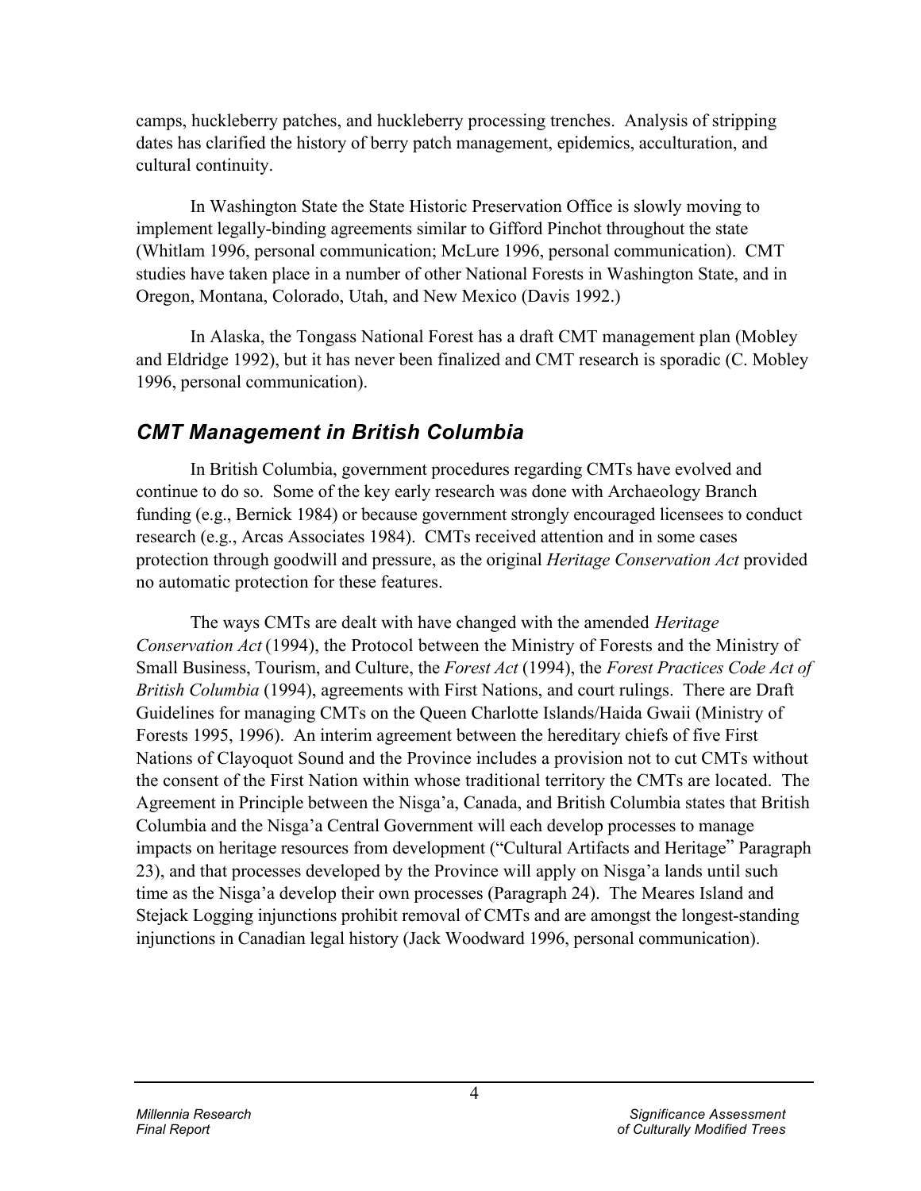camps, huckleberry patches, and huckleberry processing trenches. Analysis of stripping dates has clarified the history of berry patch management, epidemics, acculturation, and cultural continuity.

In Washington State the State Historic Preservation Office is slowly moving to implement legally-binding agreements similar to Gifford Pinchot throughout the state (Whitlam 1996, personal communication; McLure 1996, personal communication). CMT studies have taken place in a number of other National Forests in Washington State, and in Oregon, Montana, Colorado, Utah, and New Mexico (Davis 1992.)

In Alaska, the Tongass National Forest has a draft CMT management plan (Mobley and Eldridge 1992), but it has never been finalized and CMT research is sporadic (C. Mobley 1996, personal communication).

## *CMT Management in British Columbia*

In British Columbia, government procedures regarding CMTs have evolved and continue to do so. Some of the key early research was done with Archaeology Branch funding (e.g., Bernick 1984) or because government strongly encouraged licensees to conduct research (e.g., Arcas Associates 1984). CMTs received attention and in some cases protection through goodwill and pressure, as the original *Heritage Conservation Act* provided no automatic protection for these features.

The ways CMTs are dealt with have changed with the amended *Heritage Conservation Act* (1994), the Protocol between the Ministry of Forests and the Ministry of Small Business, Tourism, and Culture, the *Forest Act* (1994), the *Forest Practices Code Act of British Columbia* (1994), agreements with First Nations, and court rulings. There are Draft Guidelines for managing CMTs on the Queen Charlotte Islands/Haida Gwaii (Ministry of Forests 1995, 1996). An interim agreement between the hereditary chiefs of five First Nations of Clayoquot Sound and the Province includes a provision not to cut CMTs without the consent of the First Nation within whose traditional territory the CMTs are located. The Agreement in Principle between the Nisga'a, Canada, and British Columbia states that British Columbia and the Nisga'a Central Government will each develop processes to manage impacts on heritage resources from development ("Cultural Artifacts and Heritage" Paragraph 23), and that processes developed by the Province will apply on Nisga'a lands until such time as the Nisga'a develop their own processes (Paragraph 24). The Meares Island and Stejack Logging injunctions prohibit removal of CMTs and are amongst the longest-standing injunctions in Canadian legal history (Jack Woodward 1996, personal communication).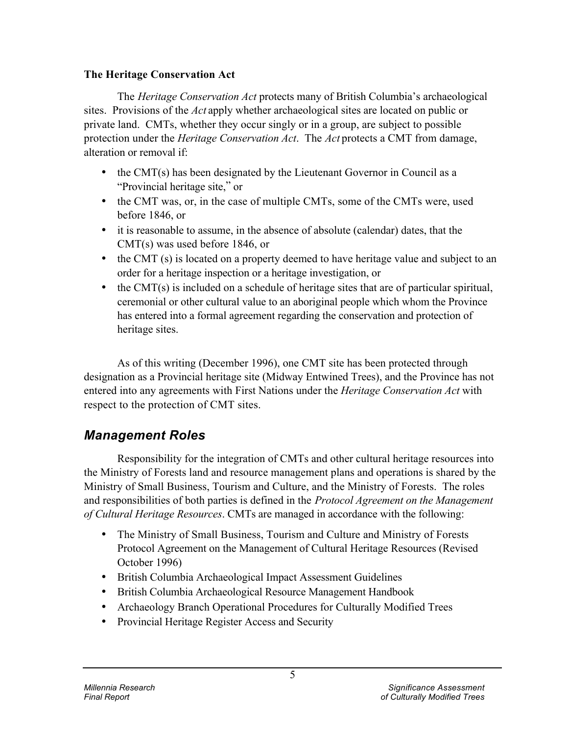**The Heritage Conservation Act**

The *Heritage Conservation Act* protects many of British Columbia's archaeological sites. Provisions of the *Act* apply whether archaeological sites are located on public or private land. CMTs, whether they occur singly or in a group, are subject to possible protection under the *Heritage Conservation Act*. The *Act* protects a CMT from damage, alteration or removal if:

- the CMT(s) has been designated by the Lieutenant Governor in Council as a "Provincial heritage site," or
- the CMT was, or, in the case of multiple CMTs, some of the CMTs were, used before 1846, or
- it is reasonable to assume, in the absence of absolute (calendar) dates, that the CMT(s) was used before 1846, or
- the CMT (s) is located on a property deemed to have heritage value and subject to an order for a heritage inspection or a heritage investigation, or
- the CMT(s) is included on a schedule of heritage sites that are of particular spiritual, ceremonial or other cultural value to an aboriginal people which whom the Province has entered into a formal agreement regarding the conservation and protection of heritage sites.

As of this writing (December 1996), one CMT site has been protected through designation as a Provincial heritage site (Midway Entwined Trees), and the Province has not entered into any agreements with First Nations under the *Heritage Conservation Act* with respect to the protection of CMT sites.

## *Management Roles*

Responsibility for the integration of CMTs and other cultural heritage resources into the Ministry of Forests land and resource management plans and operations is shared by the Ministry of Small Business, Tourism and Culture, and the Ministry of Forests. The roles and responsibilities of both parties is defined in the *Protocol Agreement on the Management of Cultural Heritage Resources*. CMTs are managed in accordance with the following:

- The Ministry of Small Business, Tourism and Culture and Ministry of Forests Protocol Agreement on the Management of Cultural Heritage Resources (Revised October 1996)
- British Columbia Archaeological Impact Assessment Guidelines
- British Columbia Archaeological Resource Management Handbook
- Archaeology Branch Operational Procedures for Culturally Modified Trees
- Provincial Heritage Register Access and Security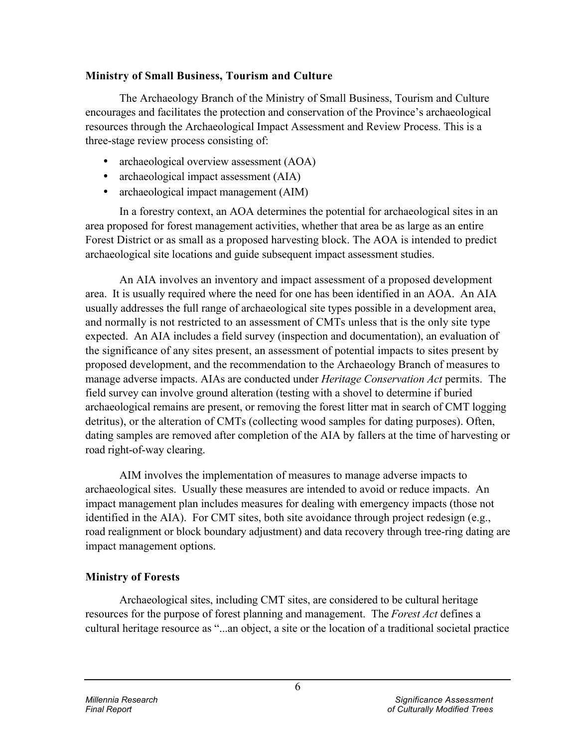**Ministry of Small Business, Tourism and Culture**

The Archaeology Branch of the Ministry of Small Business, Tourism and Culture encourages and facilitates the protection and conservation of the Province's archaeological resources through the Archaeological Impact Assessment and Review Process. This is a three-stage review process consisting of:

- archaeological overview assessment (AOA)
- archaeological impact assessment (AIA)
- archaeological impact management (AIM)

In a forestry context, an AOA determines the potential for archaeological sites in an area proposed for forest management activities, whether that area be as large as an entire Forest District or as small as a proposed harvesting block. The AOA is intended to predict archaeological site locations and guide subsequent impact assessment studies.

An AIA involves an inventory and impact assessment of a proposed development area. It is usually required where the need for one has been identified in an AOA. An AIA usually addresses the full range of archaeological site types possible in a development area, and normally is not restricted to an assessment of CMTs unless that is the only site type expected. An AIA includes a field survey (inspection and documentation), an evaluation of the significance of any sites present, an assessment of potential impacts to sites present by proposed development, and the recommendation to the Archaeology Branch of measures to manage adverse impacts. AIAs are conducted under *Heritage Conservation Act* permits. The field survey can involve ground alteration (testing with a shovel to determine if buried archaeological remains are present, or removing the forest litter mat in search of CMT logging detritus), or the alteration of CMTs (collecting wood samples for dating purposes). Often, dating samples are removed after completion of the AIA by fallers at the time of harvesting or road right-of-way clearing.

AIM involves the implementation of measures to manage adverse impacts to archaeological sites. Usually these measures are intended to avoid or reduce impacts. An impact management plan includes measures for dealing with emergency impacts (those not identified in the AIA). For CMT sites, both site avoidance through project redesign (e.g., road realignment or block boundary adjustment) and data recovery through tree-ring dating are impact management options.

**Ministry of Forests**

Archaeological sites, including CMT sites, are considered to be cultural heritage resources for the purpose of forest planning and management. The *Forest Act* defines a cultural heritage resource as "...an object, a site or the location of a traditional societal practice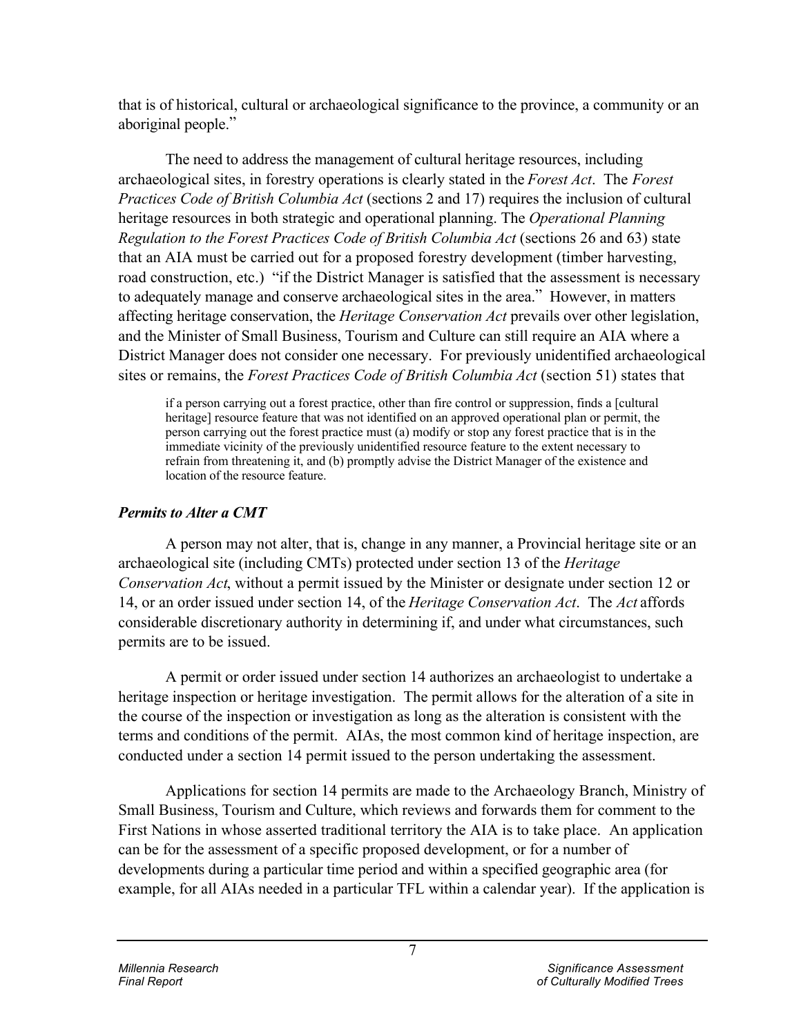that is of historical, cultural or archaeological significance to the province, a community or an aboriginal people."

The need to address the management of cultural heritage resources, including archaeological sites, in forestry operations is clearly stated in the *Forest Act*. The *Forest Practices Code of British Columbia Act* (sections 2 and 17) requires the inclusion of cultural heritage resources in both strategic and operational planning. The *Operational Planning Regulation to the Forest Practices Code of British Columbia Act* (sections 26 and 63) state that an AIA must be carried out for a proposed forestry development (timber harvesting, road construction, etc.) "if the District Manager is satisfied that the assessment is necessary to adequately manage and conserve archaeological sites in the area." However, in matters affecting heritage conservation, the *Heritage Conservation Act* prevails over other legislation, and the Minister of Small Business, Tourism and Culture can still require an AIA where a District Manager does not consider one necessary. For previously unidentified archaeological sites or remains, the *Forest Practices Code of British Columbia Act* (section 51) states that

> if a person carrying out a forest practice, other than fire control or suppression, finds a [cultural heritage] resource feature that was not identified on an approved operational plan or permit, the person carrying out the forest practice must (a) modify or stop any forest practice that is in the immediate vicinity of the previously unidentified resource feature to the extent necessary to refrain from threatening it, and (b) promptly advise the District Manager of the existence and location of the resource feature.

### *Permits to Alter a CMT*

A person may not alter, that is, change in any manner, a Provincial heritage site or an archaeological site (including CMTs) protected under section 13 of the *Heritage Conservation Act*, without a permit issued by the Minister or designate under section 12 or 14, or an order issued under section 14, of the *Heritage Conservation Act*. The *Act* affords considerable discretionary authority in determining if, and under what circumstances, such permits are to be issued.

A permit or order issued under section 14 authorizes an archaeologist to undertake a heritage inspection or heritage investigation. The permit allows for the alteration of a site in the course of the inspection or investigation as long as the alteration is consistent with the terms and conditions of the permit. AIAs, the most common kind of heritage inspection, are conducted under a section 14 permit issued to the person undertaking the assessment.

Applications for section 14 permits are made to the Archaeology Branch, Ministry of Small Business, Tourism and Culture, which reviews and forwards them for comment to the First Nations in whose asserted traditional territory the AIA is to take place. An application can be for the assessment of a specific proposed development, or for a number of developments during a particular time period and within a specified geographic area (for example, for all AIAs needed in a particular TFL within a calendar year). If the application is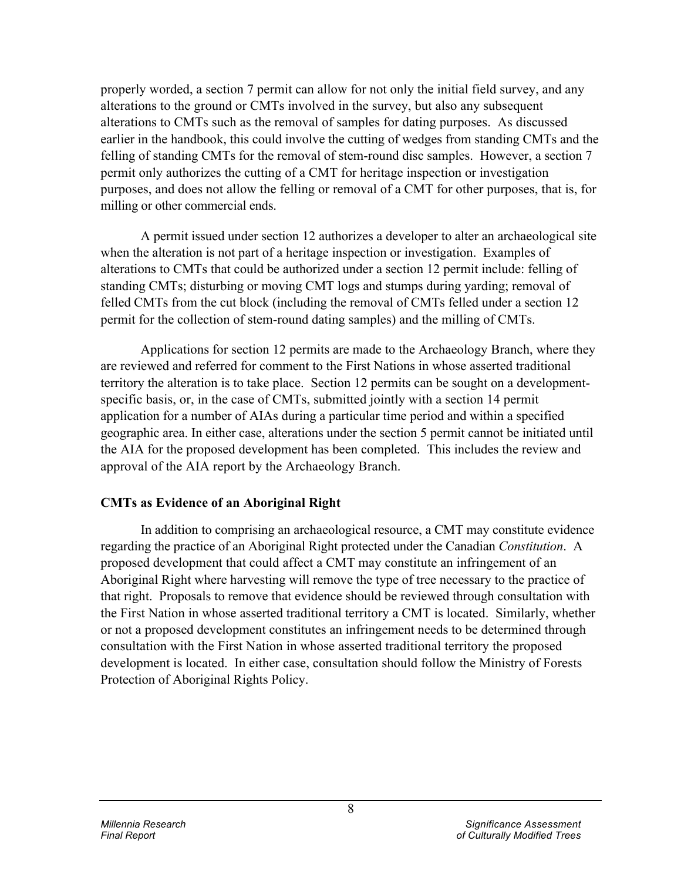properly worded, a section 7 permit can allow for not only the initial field survey, and any alterations to the ground or CMTs involved in the survey, but also any subsequent alterations to CMTs such as the removal of samples for dating purposes. As discussed earlier in the handbook, this could involve the cutting of wedges from standing CMTs and the felling of standing CMTs for the removal of stem-round disc samples. However, a section 7 permit only authorizes the cutting of a CMT for heritage inspection or investigation purposes, and does not allow the felling or removal of a CMT for other purposes, that is, for milling or other commercial ends.

A permit issued under section 12 authorizes a developer to alter an archaeological site when the alteration is not part of a heritage inspection or investigation. Examples of alterations to CMTs that could be authorized under a section 12 permit include: felling of standing CMTs; disturbing or moving CMT logs and stumps during yarding; removal of felled CMTs from the cut block (including the removal of CMTs felled under a section 12 permit for the collection of stem-round dating samples) and the milling of CMTs.

Applications for section 12 permits are made to the Archaeology Branch, where they are reviewed and referred for comment to the First Nations in whose asserted traditional territory the alteration is to take place. Section 12 permits can be sought on a development-specific basis, or, in the case of CMTs, submitted jointly with a section 14 permit application for a number of AIAs during a particular time period and within a specified geographic area. In either case, alterations under the section 5 permit cannot be initiated until the AIA for the proposed development has been completed. This includes the review and approval of the AIA report by the Archaeology Branch.

### CMTs as Evidence of an Aboriginal Right

In addition to comprising an archaeological resource, a CMT may constitute evidence regarding the practice of an Aboriginal Right protected under the Canadian *Constitution*. A proposed development that could affect a CMT may constitute an infringement of an Aboriginal Right where harvesting will remove the type of tree necessary to the practice of that right. Proposals to remove that evidence should be reviewed through consultation with the First Nation in whose asserted traditional territory a CMT is located. Similarly, whether or not a proposed development constitutes an infringement needs to be determined through consultation with the First Nation in whose asserted traditional territory the proposed development is located. In either case, consultation should follow the Ministry of Forests Protection of Aboriginal Rights Policy.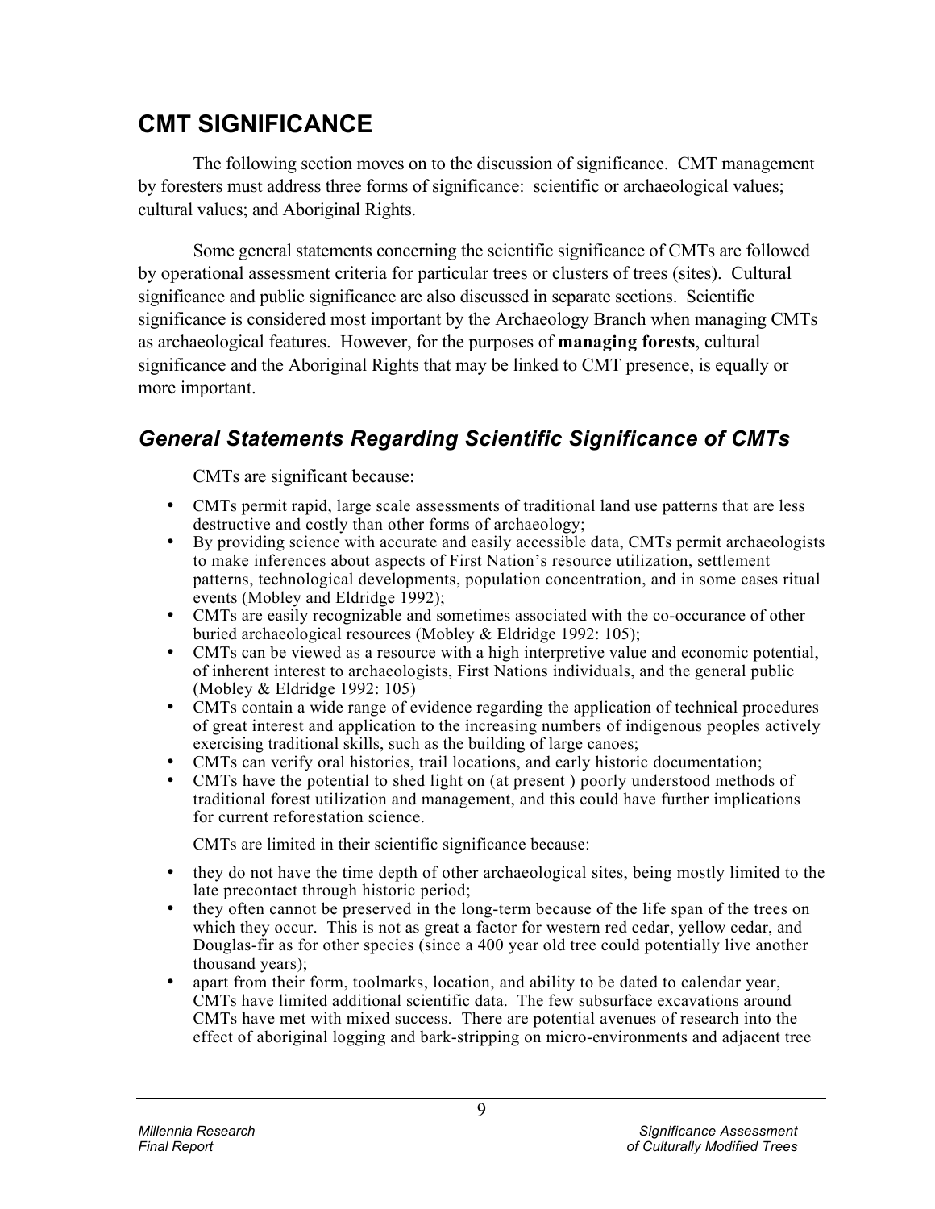# CMT SIGNIFICANCE

The following section moves on to the discussion of significance. CMT management by foresters must address three forms of significance: scientific or archaeological values; cultural values; and Aboriginal Rights.

Some general statements concerning the scientific significance of CMTs are followed by operational assessment criteria for particular trees or clusters of trees (sites). Cultural significance and public significance are also discussed in separate sections. Scientific significance is considered most important by the Archaeology Branch when managing CMTs as archaeological features. However, for the purposes of **managing forests**, cultural significance and the Aboriginal Rights that may be linked to CMT presence, is equally or more important.

## *General Statements Regarding Scientific Significance of CMTs*

CMTs are significant because:

- CMTs permit rapid, large scale assessments of traditional land use patterns that are less destructive and costly than other forms of archaeology;
- By providing science with accurate and easily accessible data, CMTs permit archaeologists to make inferences about aspects of First Nation's resource utilization, settlement patterns, technological developments, population concentration, and in some cases ritual events (Mobley and Eldridge 1992);
- CMTs are easily recognizable and sometimes associated with the co-occurance of other buried archaeological resources (Mobley & Eldridge 1992: 105);
- CMTs can be viewed as a resource with a high interpretive value and economic potential, of inherent interest to archaeologists, First Nations individuals, and the general public (Mobley & Eldridge 1992: 105)
- CMTs contain a wide range of evidence regarding the application of technical procedures of great interest and application to the increasing numbers of indigenous peoples actively exercising traditional skills, such as the building of large canoes;
- CMTs can verify oral histories, trail locations, and early historic documentation;
- CMTs have the potential to shed light on (at present ) poorly understood methods of traditional forest utilization and management, and this could have further implications for current reforestation science.

CMTs are limited in their scientific significance because:

- they do not have the time depth of other archaeological sites, being mostly limited to the late precontact through historic period;
- they often cannot be preserved in the long-term because of the life span of the trees on which they occur. This is not as great a factor for western red cedar, yellow cedar, and Douglas-fir as for other species (since a 400 year old tree could potentially live another thousand years);
- apart from their form, toolmarks, location, and ability to be dated to calendar year, CMTs have limited additional scientific data. The few subsurface excavations around CMTs have met with mixed success. There are potential avenues of research into the effect of aboriginal logging and bark-stripping on micro-environments and adjacent tree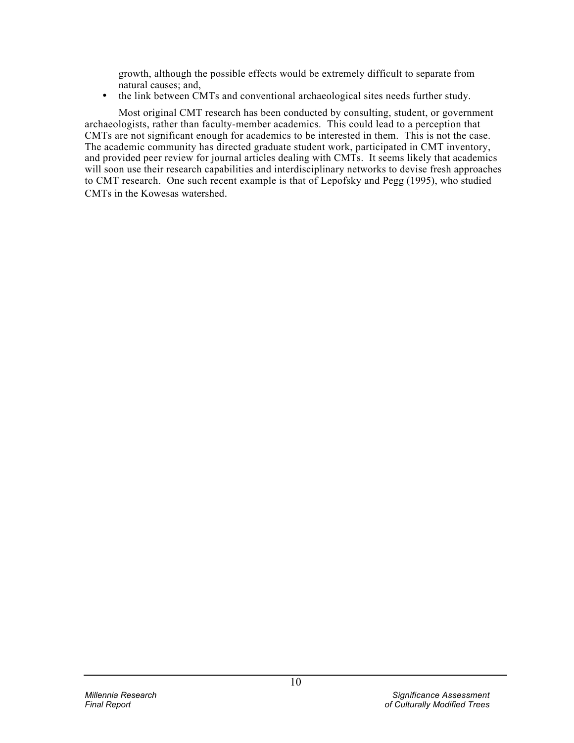growth, although the possible effects would be extremely difficult to separate from natural causes; and,

- the link between CMTs and conventional archaeological sites needs further study.

Most original CMT research has been conducted by consulting, student, or government archaeologists, rather than faculty-member academics. This could lead to a perception that CMTs are not significant enough for academics to be interested in them. This is not the case. The academic community has directed graduate student work, participated in CMT inventory, and provided peer review for journal articles dealing with CMTs. It seems likely that academics will soon use their research capabilities and interdisciplinary networks to devise fresh approaches to CMT research. One such recent example is that of Lepofsky and Pegg (1995), who studied CMTs in the Kowesas watershed.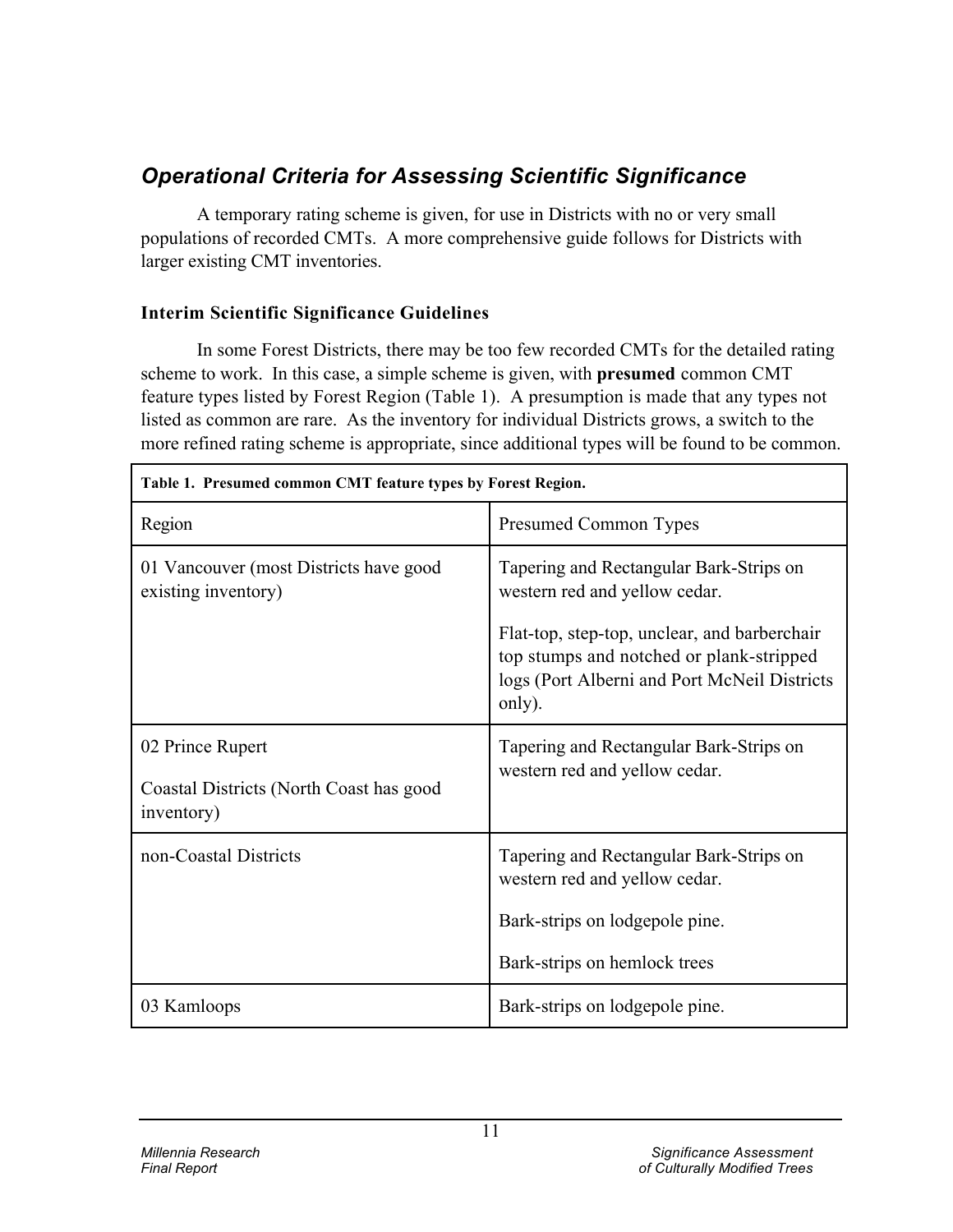## *Operational Criteria for Assessing Scientific Significance*

A temporary rating scheme is given, for use in Districts with no or very small populations of recorded CMTs. A more comprehensive guide follows for Districts with larger existing CMT inventories.

### Interim Scientific Significance Guidelines

In some Forest Districts, there may be too few recorded CMTs for the detailed rating scheme to work. In this case, a simple scheme is given, with **presumed** common CMT feature types listed by Forest Region (Table 1). A presumption is made that any types not listed as common are rare. As the inventory for individual Districts grows, a switch to the more refined rating scheme is appropriate, since additional types will be found to be common.

**Table 1. Presumed common CMT feature types by Forest Region.**

| Region | Presumed Common Types |
|---|---|
| 01 Vancouver (most Districts have good existing inventory) | Tapering and Rectangular Bark-Strips on western red and yellow cedar.<br><br>Flat-top, step-top, unclear, and barberchair top stumps and notched or plank-stripped logs (Port Alberni and Port McNeil Districts only). |
| 02 Prince Rupert<br><br>Coastal Districts (North Coast has good inventory) | Tapering and Rectangular Bark-Strips on western red and yellow cedar. |
| non-Coastal Districts | Tapering and Rectangular Bark-Strips on western red and yellow cedar.<br><br>Bark-strips on lodgepole pine.<br><br>Bark-strips on hemlock trees |
| 03 Kamloops | Bark-strips on lodgepole pine. |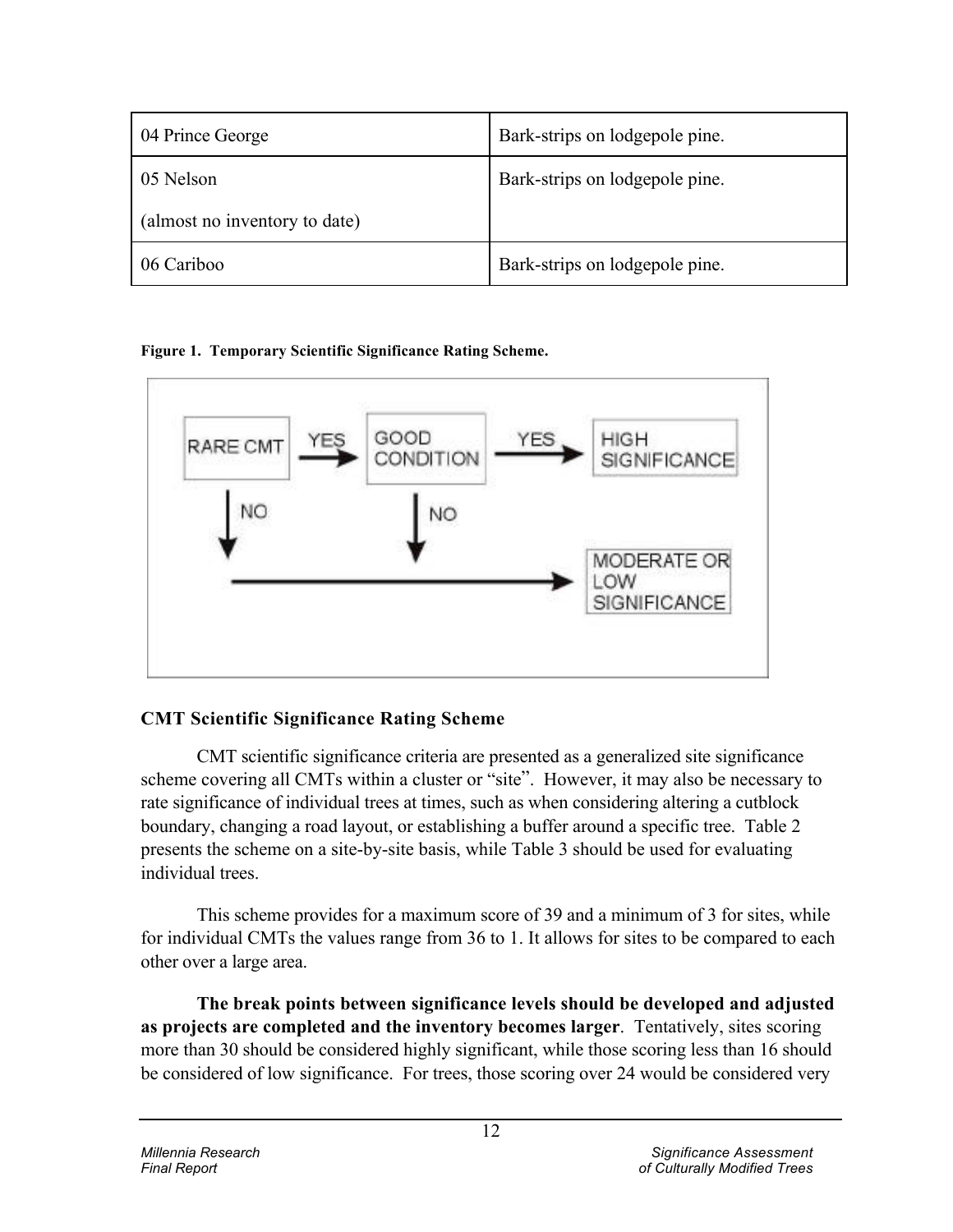| 04 Prince George | Bark-strips on lodgepole pine. |
| --- | --- |
| 05 Nelson (almost no inventory to date) | Bark-strips on lodgepole pine. |
| 06 Cariboo | Bark-strips on lodgepole pine. |

**Figure 1. Temporary Scientific Significance Rating Scheme.**

### CMT Scientific Significance Rating Scheme

CMT scientific significance criteria are presented as a generalized site significance scheme covering all CMTs within a cluster or "site". However, it may also be necessary to rate significance of individual trees at times, such as when considering altering a cutblock boundary, changing a road layout, or establishing a buffer around a specific tree. Table 2 presents the scheme on a site-by-site basis, while Table 3 should be used for evaluating individual trees.

This scheme provides for a maximum score of 39 and a minimum of 3 for sites, while for individual CMTs the values range from 36 to 1. It allows for sites to be compared to each other over a large area.

**The break points between significance levels should be developed and adjusted as projects are completed and the inventory becomes larger**. Tentatively, sites scoring more than 30 should be considered highly significant, while those scoring less than 16 should be considered of low significance. For trees, those scoring over 24 would be considered very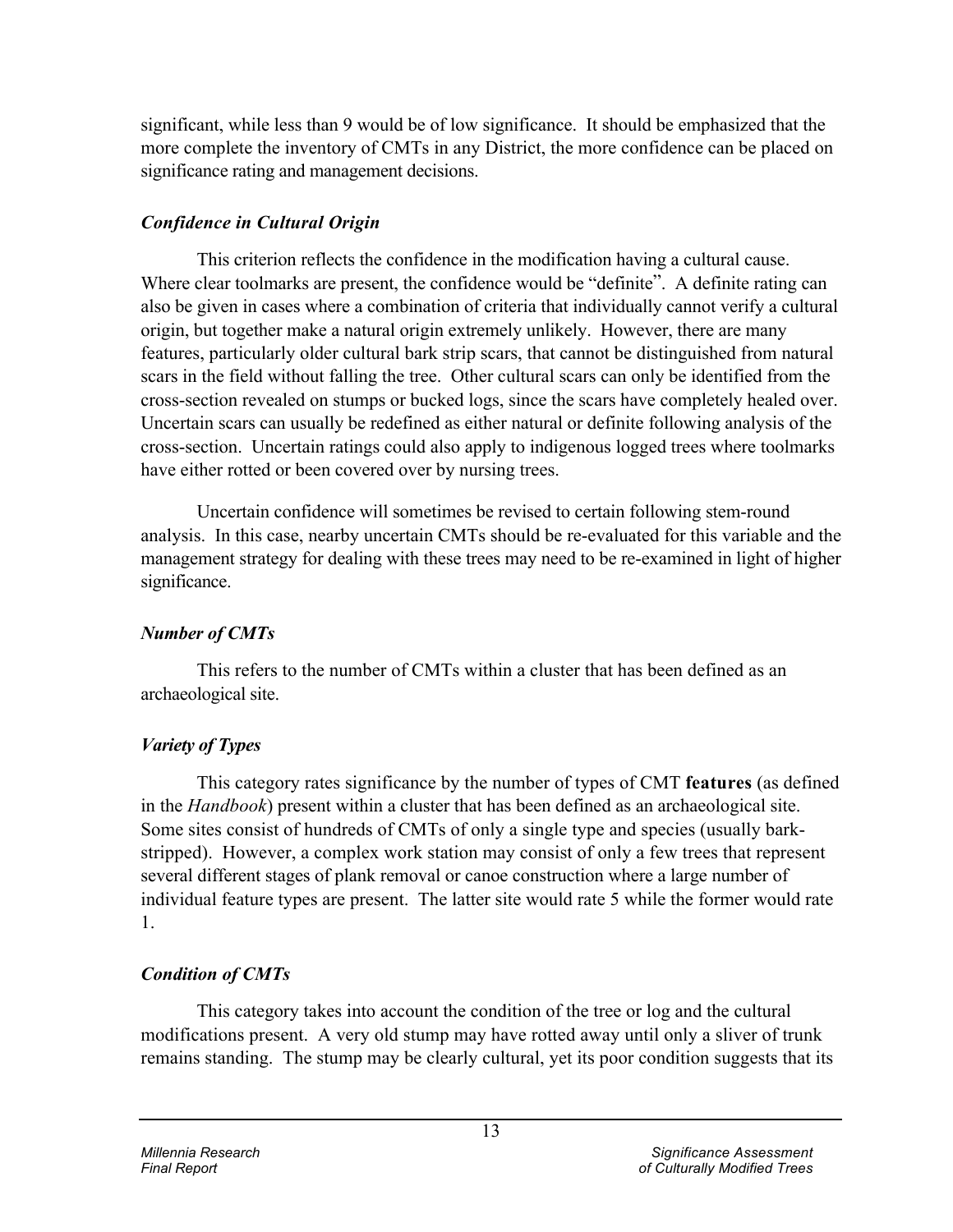significant, while less than 9 would be of low significance. It should be emphasized that the more complete the inventory of CMTs in any District, the more confidence can be placed on significance rating and management decisions.

### *Confidence in Cultural Origin*

This criterion reflects the confidence in the modification having a cultural cause. Where clear toolmarks are present, the confidence would be "definite". A definite rating can also be given in cases where a combination of criteria that individually cannot verify a cultural origin, but together make a natural origin extremely unlikely. However, there are many features, particularly older cultural bark strip scars, that cannot be distinguished from natural scars in the field without falling the tree. Other cultural scars can only be identified from the cross-section revealed on stumps or bucked logs, since the scars have completely healed over. Uncertain scars can usually be redefined as either natural or definite following analysis of the cross-section. Uncertain ratings could also apply to indigenous logged trees where toolmarks have either rotted or been covered over by nursing trees.

Uncertain confidence will sometimes be revised to certain following stem-round analysis. In this case, nearby uncertain CMTs should be re-evaluated for this variable and the management strategy for dealing with these trees may need to be re-examined in light of higher significance.

### *Number of CMTs*

This refers to the number of CMTs within a cluster that has been defined as an archaeological site.

### *Variety of Types*

This category rates significance by the number of types of CMT **features** (as defined in the *Handbook*) present within a cluster that has been defined as an archaeological site. Some sites consist of hundreds of CMTs of only a single type and species (usually bark-stripped). However, a complex work station may consist of only a few trees that represent several different stages of plank removal or canoe construction where a large number of individual feature types are present. The latter site would rate 5 while the former would rate 1.

### *Condition of CMTs*

This category takes into account the condition of the tree or log and the cultural modifications present. A very old stump may have rotted away until only a sliver of trunk remains standing. The stump may be clearly cultural, yet its poor condition suggests that its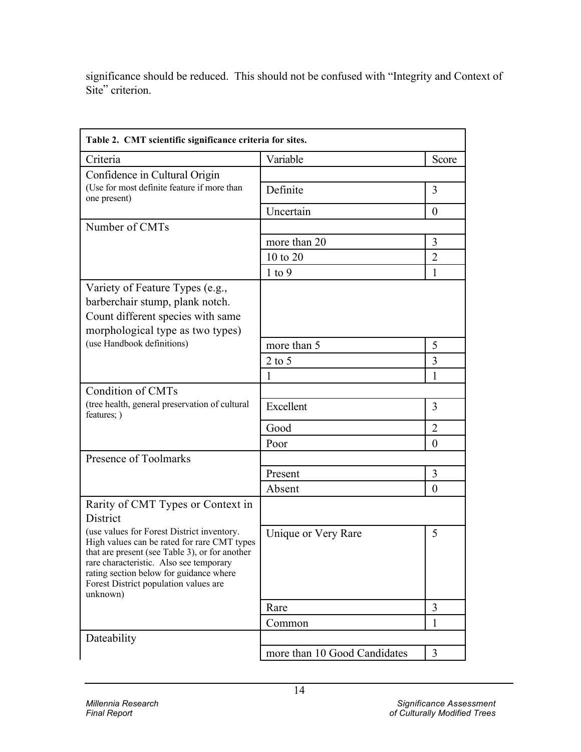significance should be reduced. This should not be confused with "Integrity and Context of Site" criterion.

**Table 2. CMT scientific significance criteria for sites.**

| Criteria | Variable | Score |
|---|---|---|
| Confidence in Cultural Origin (Use for most definite feature if more than one present) | | |
| | Definite | 3 |
| | Uncertain | 0 |
| Number of CMTs | | |
| | more than 20 | 3 |
| | 10 to 20 | 2 |
| | 1 to 9 | 1 |
| Variety of Feature Types (e.g., barberchair stump, plank notch. Count different species with same morphological type as two types) (use Handbook definitions) | | |
| | more than 5 | 5 |
| | 2 to 5 | 3 |
| | 1 | 1 |
| Condition of CMTs (tree health, general preservation of cultural features; ) | | |
| | Excellent | 3 |
| | Good | 2 |
| | Poor | 0 |
| Presence of Toolmarks | | |
| | Present | 3 |
| | Absent | 0 |
| Rarity of CMT Types or Context in District (use values for Forest District inventory. High values can be rated for rare CMT types that are present (see Table 3), or for another rare characteristic. Also see temporary rating section below for guidance where Forest District population values are unknown) | | |
| | Unique or Very Rare | 5 |
| | Rare | 3 |
| | Common | 1 |
| Dateability | | |
| | more than 10 Good Candidates | 3 |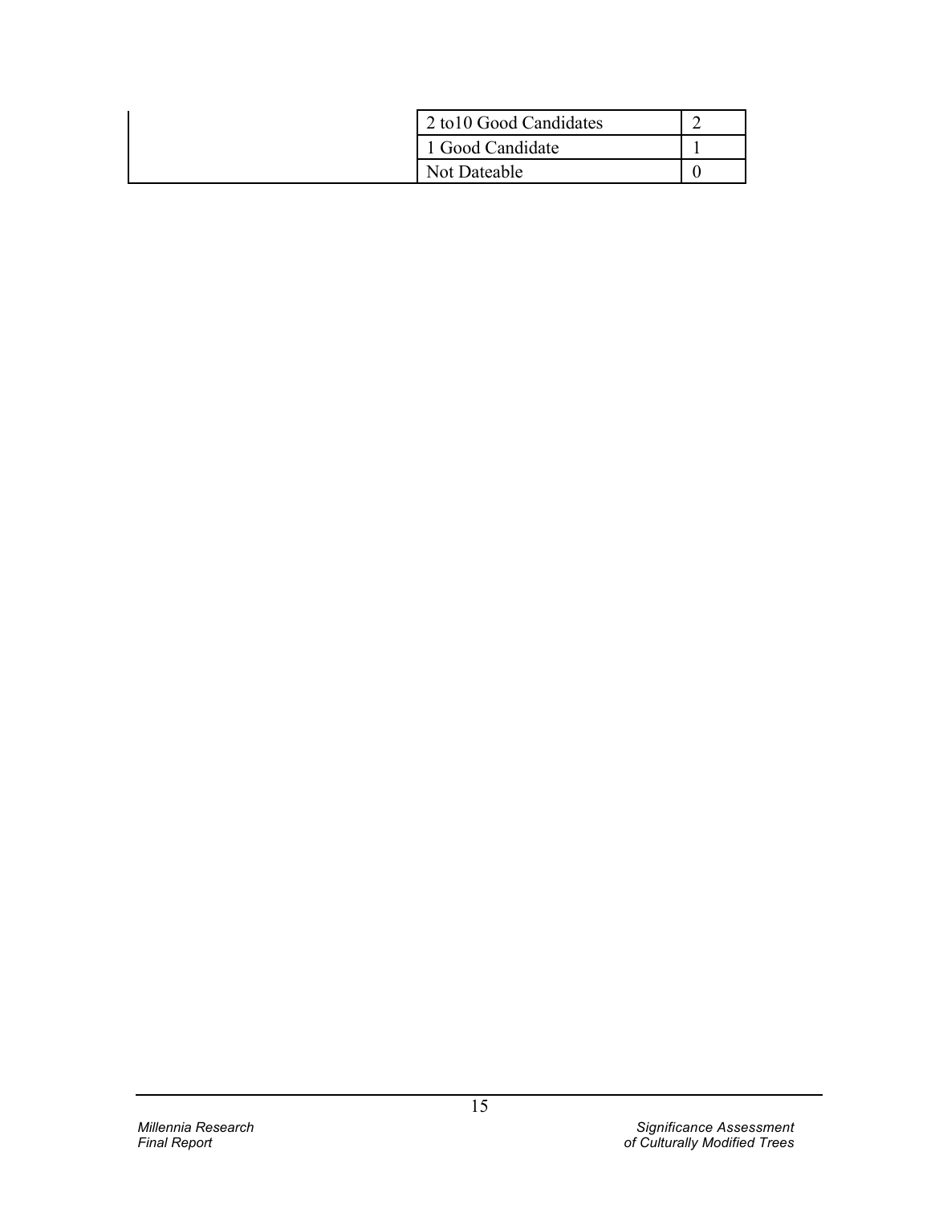| | | |
|---|---|---|
| | 2 to10 Good Candidates | 2 |
| | 1 Good Candidate | 1 |
| | Not Dateable | 0 |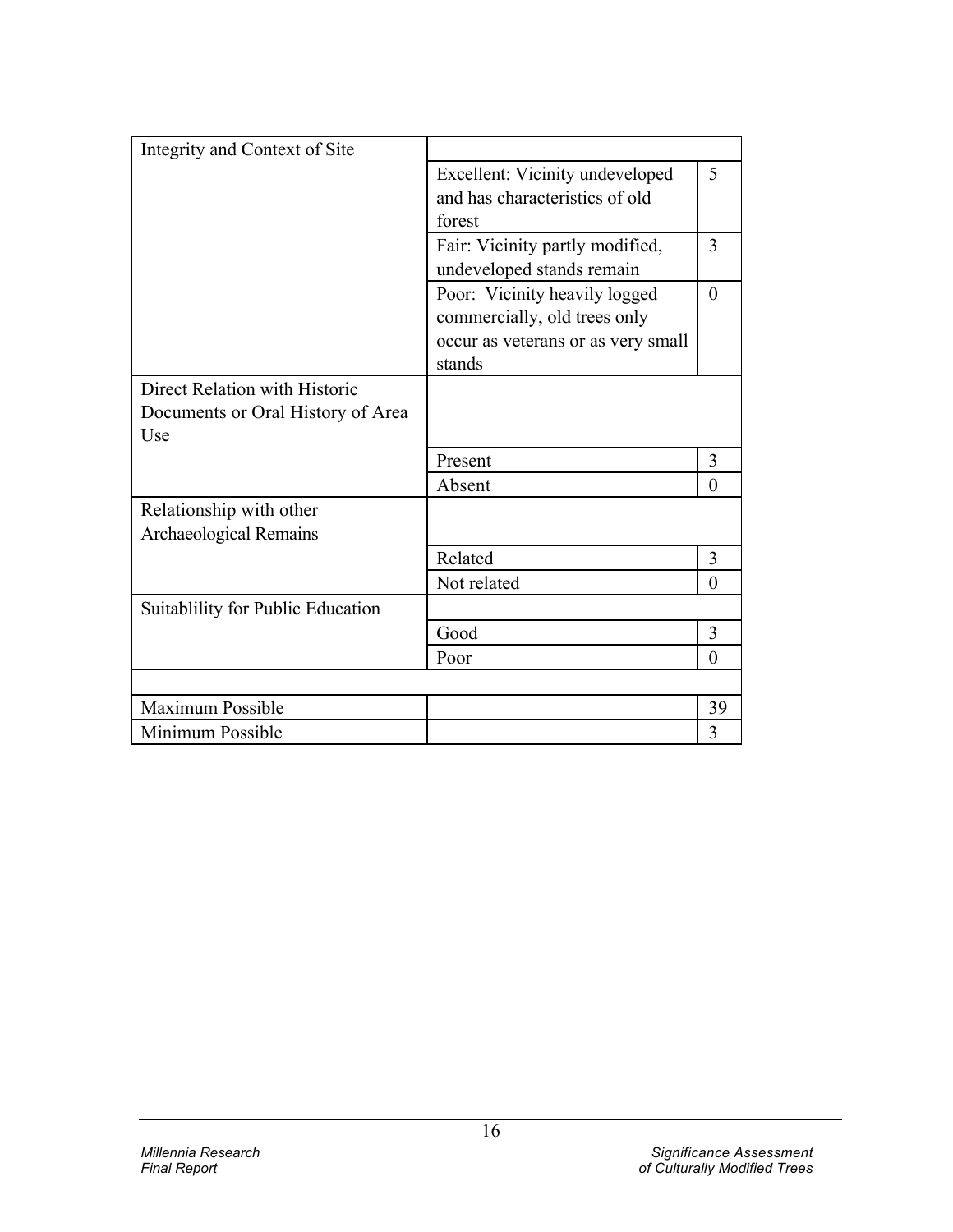| Integrity and Context of Site | | |
|---|---|---|
| | Excellent: Vicinity undeveloped and has characteristics of old forest | 5 |
| | Fair: Vicinity partly modified, undeveloped stands remain | 3 |
| | Poor: Vicinity heavily logged commercially, old trees only occur as veterans or as very small stands | 0 |
| Direct Relation with Historic Documents or Oral History of Area Use | | |
| | Present | 3 |
| | Absent | 0 |
| Relationship with other Archaeological Remains | | |
| | Related | 3 |
| | Not related | 0 |
| Suitablility for Public Education | | |
| | Good | 3 |
| | Poor | 0 |
| | | |
| Maximum Possible | | 39 |
| Minimum Possible | | 3 |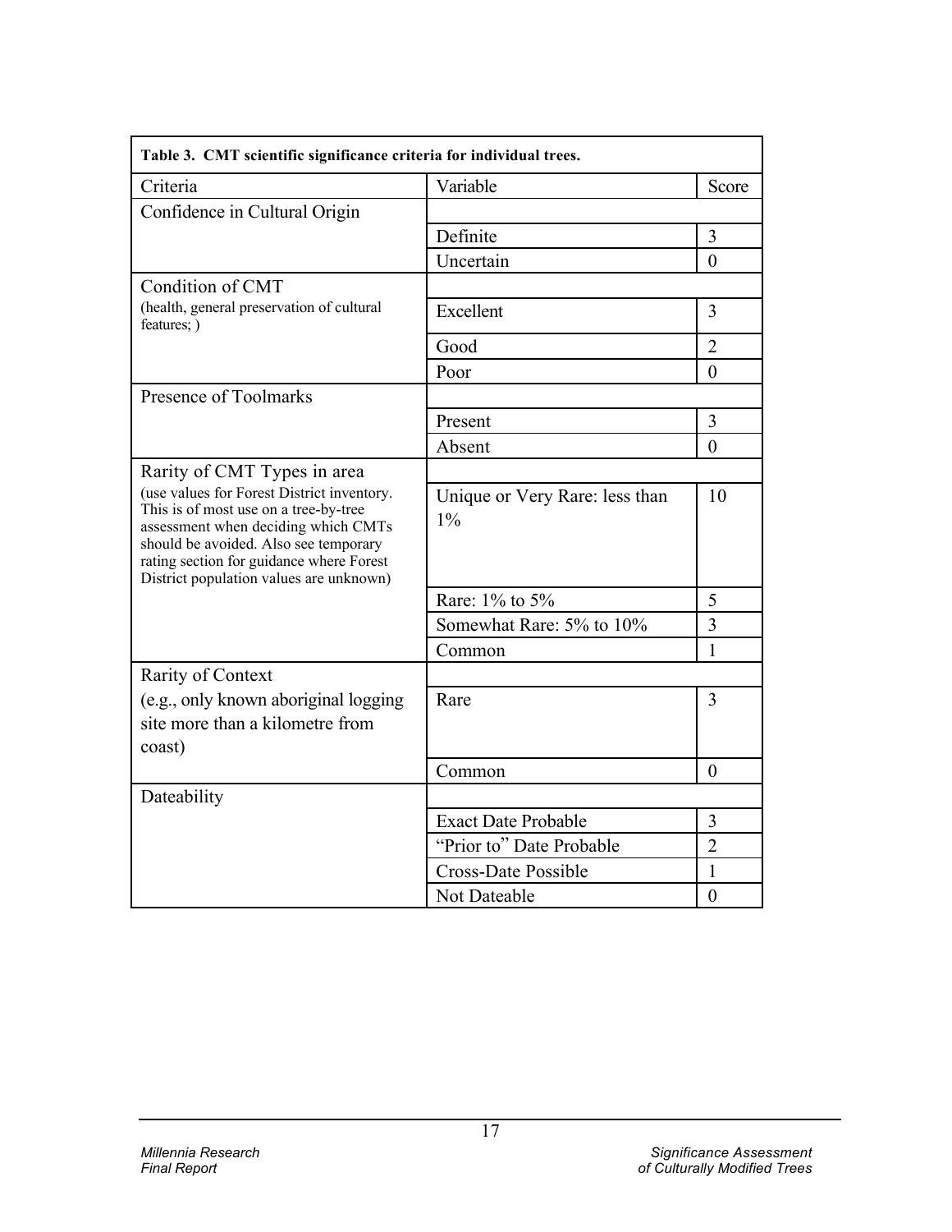**Table 3. CMT scientific significance criteria for individual trees.**

| Criteria | Variable | Score |
|---|---|---|
| Confidence in Cultural Origin | | |
| | Definite | 3 |
| | Uncertain | 0 |
| Condition of CMT (health, general preservation of cultural features; ) | | |
| | Excellent | 3 |
| | Good | 2 |
| | Poor | 0 |
| Presence of Toolmarks | | |
| | Present | 3 |
| | Absent | 0 |
| Rarity of CMT Types in area (use values for Forest District inventory. This is of most use on a tree-by-tree assessment when deciding which CMTs should be avoided. Also see temporary rating section for guidance where Forest District population values are unknown) | | |
| | Unique or Very Rare: less than 1% | 10 |
| | Rare: 1% to 5% | 5 |
| | Somewhat Rare: 5% to 10% | 3 |
| | Common | 1 |
| Rarity of Context (e.g., only known aboriginal logging site more than a kilometre from coast) | | |
| | Rare | 3 |
| | Common | 0 |
| Dateability | | |
| | Exact Date Probable | 3 |
| | "Prior to" Date Probable | 2 |
| | Cross-Date Possible | 1 |
| | Not Dateable | 0 |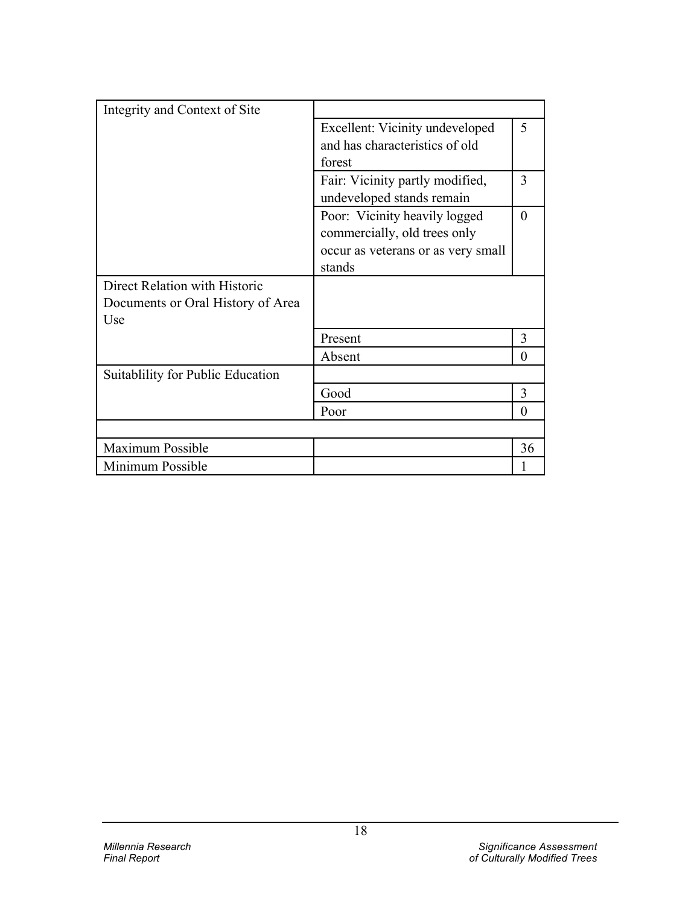| Integrity and Context of Site | | |
|---|---|---|
| | Excellent: Vicinity undeveloped and has characteristics of old forest | 5 |
| | Fair: Vicinity partly modified, undeveloped stands remain | 3 |
| | Poor: Vicinity heavily logged commercially, old trees only occur as veterans or as very small stands | 0 |
| Direct Relation with Historic Documents or Oral History of Area Use | | |
| | Present | 3 |
| | Absent | 0 |
| Suitablility for Public Education | | |
| | Good | 3 |
| | Poor | 0 |
| | | |
| Maximum Possible | | 36 |
| Minimum Possible | | 1 |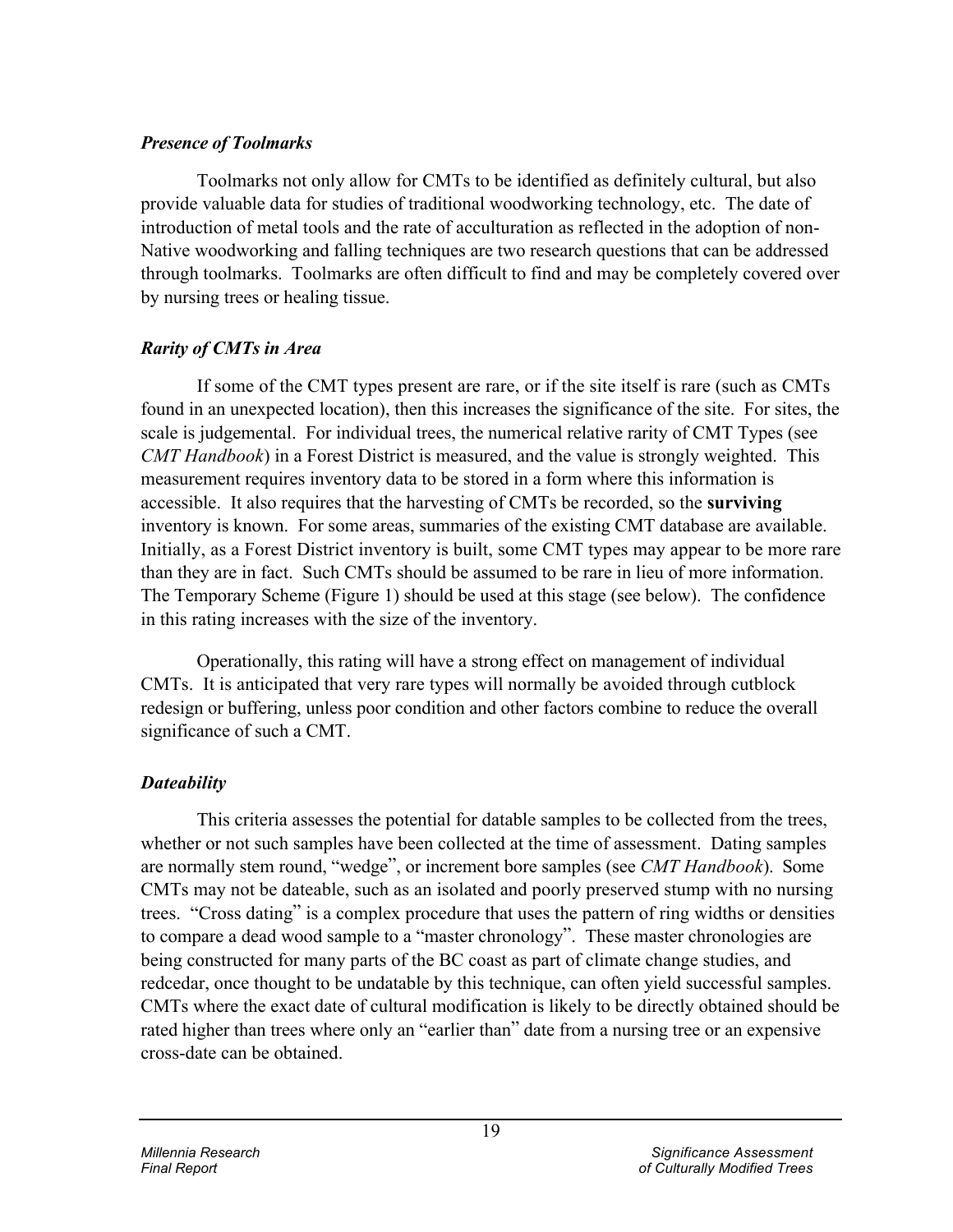### *Presence of Toolmarks*

Toolmarks not only allow for CMTs to be identified as definitely cultural, but also provide valuable data for studies of traditional woodworking technology, etc. The date of introduction of metal tools and the rate of acculturation as reflected in the adoption of non-Native woodworking and falling techniques are two research questions that can be addressed through toolmarks. Toolmarks are often difficult to find and may be completely covered over by nursing trees or healing tissue.

### *Rarity of CMTs in Area*

If some of the CMT types present are rare, or if the site itself is rare (such as CMTs found in an unexpected location), then this increases the significance of the site. For sites, the scale is judgemental. For individual trees, the numerical relative rarity of CMT Types (see *CMT Handbook*) in a Forest District is measured, and the value is strongly weighted. This measurement requires inventory data to be stored in a form where this information is accessible. It also requires that the harvesting of CMTs be recorded, so the **surviving** inventory is known. For some areas, summaries of the existing CMT database are available. Initially, as a Forest District inventory is built, some CMT types may appear to be more rare than they are in fact. Such CMTs should be assumed to be rare in lieu of more information. The Temporary Scheme (Figure 1) should be used at this stage (see below). The confidence in this rating increases with the size of the inventory.

Operationally, this rating will have a strong effect on management of individual CMTs. It is anticipated that very rare types will normally be avoided through cutblock redesign or buffering, unless poor condition and other factors combine to reduce the overall significance of such a CMT.

### *Dateability*

This criteria assesses the potential for datable samples to be collected from the trees, whether or not such samples have been collected at the time of assessment. Dating samples are normally stem round, "wedge", or increment bore samples (see *CMT Handbook*). Some CMTs may not be dateable, such as an isolated and poorly preserved stump with no nursing trees. "Cross dating" is a complex procedure that uses the pattern of ring widths or densities to compare a dead wood sample to a "master chronology". These master chronologies are being constructed for many parts of the BC coast as part of climate change studies, and redcedar, once thought to be undatable by this technique, can often yield successful samples. CMTs where the exact date of cultural modification is likely to be directly obtained should be rated higher than trees where only an "earlier than" date from a nursing tree or an expensive cross-date can be obtained.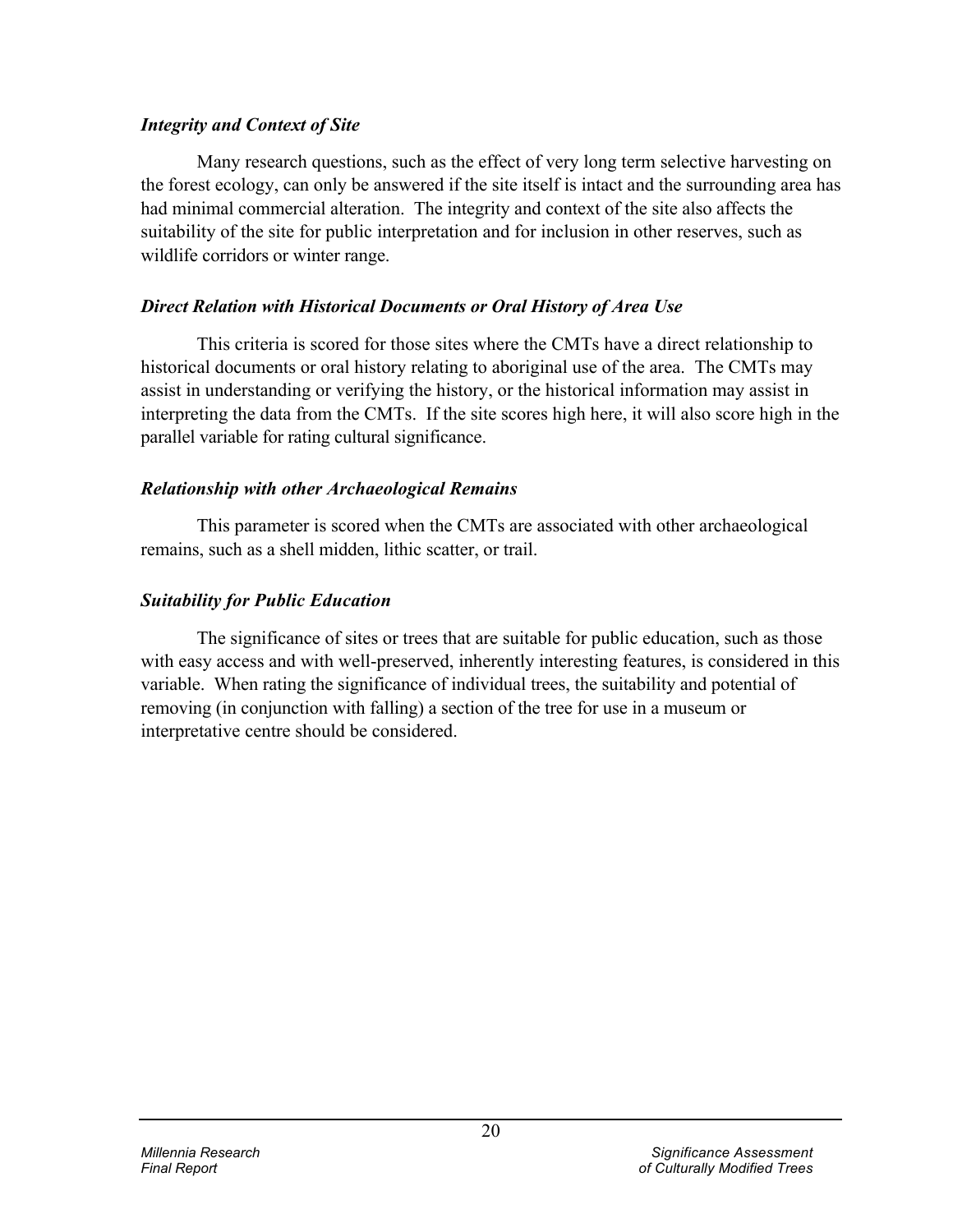### *Integrity and Context of Site*

Many research questions, such as the effect of very long term selective harvesting on the forest ecology, can only be answered if the site itself is intact and the surrounding area has had minimal commercial alteration. The integrity and context of the site also affects the suitability of the site for public interpretation and for inclusion in other reserves, such as wildlife corridors or winter range.

### *Direct Relation with Historical Documents or Oral History of Area Use*

This criteria is scored for those sites where the CMTs have a direct relationship to historical documents or oral history relating to aboriginal use of the area. The CMTs may assist in understanding or verifying the history, or the historical information may assist in interpreting the data from the CMTs. If the site scores high here, it will also score high in the parallel variable for rating cultural significance.

### *Relationship with other Archaeological Remains*

This parameter is scored when the CMTs are associated with other archaeological remains, such as a shell midden, lithic scatter, or trail.

### *Suitability for Public Education*

The significance of sites or trees that are suitable for public education, such as those with easy access and with well-preserved, inherently interesting features, is considered in this variable. When rating the significance of individual trees, the suitability and potential of removing (in conjunction with falling) a section of the tree for use in a museum or interpretative centre should be considered.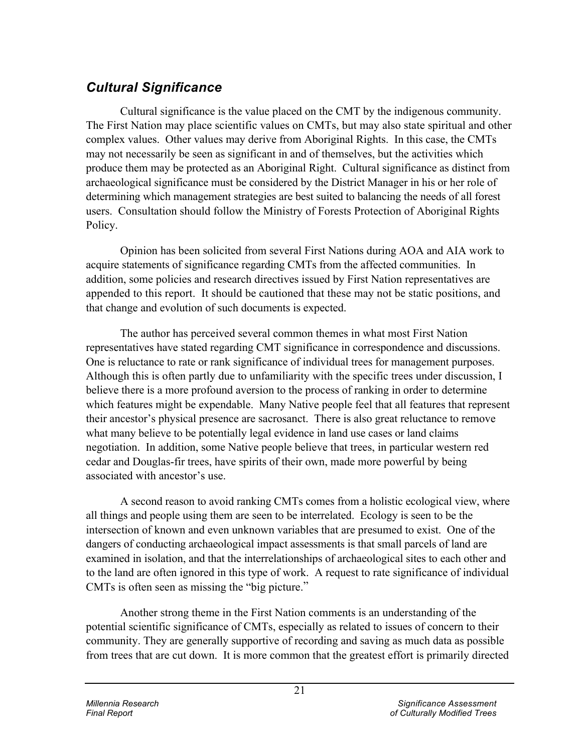## *Cultural Significance*

Cultural significance is the value placed on the CMT by the indigenous community. The First Nation may place scientific values on CMTs, but may also state spiritual and other complex values. Other values may derive from Aboriginal Rights. In this case, the CMTs may not necessarily be seen as significant in and of themselves, but the activities which produce them may be protected as an Aboriginal Right. Cultural significance as distinct from archaeological significance must be considered by the District Manager in his or her role of determining which management strategies are best suited to balancing the needs of all forest users. Consultation should follow the Ministry of Forests Protection of Aboriginal Rights Policy.

Opinion has been solicited from several First Nations during AOA and AIA work to acquire statements of significance regarding CMTs from the affected communities. In addition, some policies and research directives issued by First Nation representatives are appended to this report. It should be cautioned that these may not be static positions, and that change and evolution of such documents is expected.

The author has perceived several common themes in what most First Nation representatives have stated regarding CMT significance in correspondence and discussions. One is reluctance to rate or rank significance of individual trees for management purposes. Although this is often partly due to unfamiliarity with the specific trees under discussion, I believe there is a more profound aversion to the process of ranking in order to determine which features might be expendable. Many Native people feel that all features that represent their ancestor's physical presence are sacrosanct. There is also great reluctance to remove what many believe to be potentially legal evidence in land use cases or land claims negotiation. In addition, some Native people believe that trees, in particular western red cedar and Douglas-fir trees, have spirits of their own, made more powerful by being associated with ancestor's use.

A second reason to avoid ranking CMTs comes from a holistic ecological view, where all things and people using them are seen to be interrelated. Ecology is seen to be the intersection of known and even unknown variables that are presumed to exist. One of the dangers of conducting archaeological impact assessments is that small parcels of land are examined in isolation, and that the interrelationships of archaeological sites to each other and to the land are often ignored in this type of work. A request to rate significance of individual CMTs is often seen as missing the "big picture."

Another strong theme in the First Nation comments is an understanding of the potential scientific significance of CMTs, especially as related to issues of concern to their community. They are generally supportive of recording and saving as much data as possible from trees that are cut down. It is more common that the greatest effort is primarily directed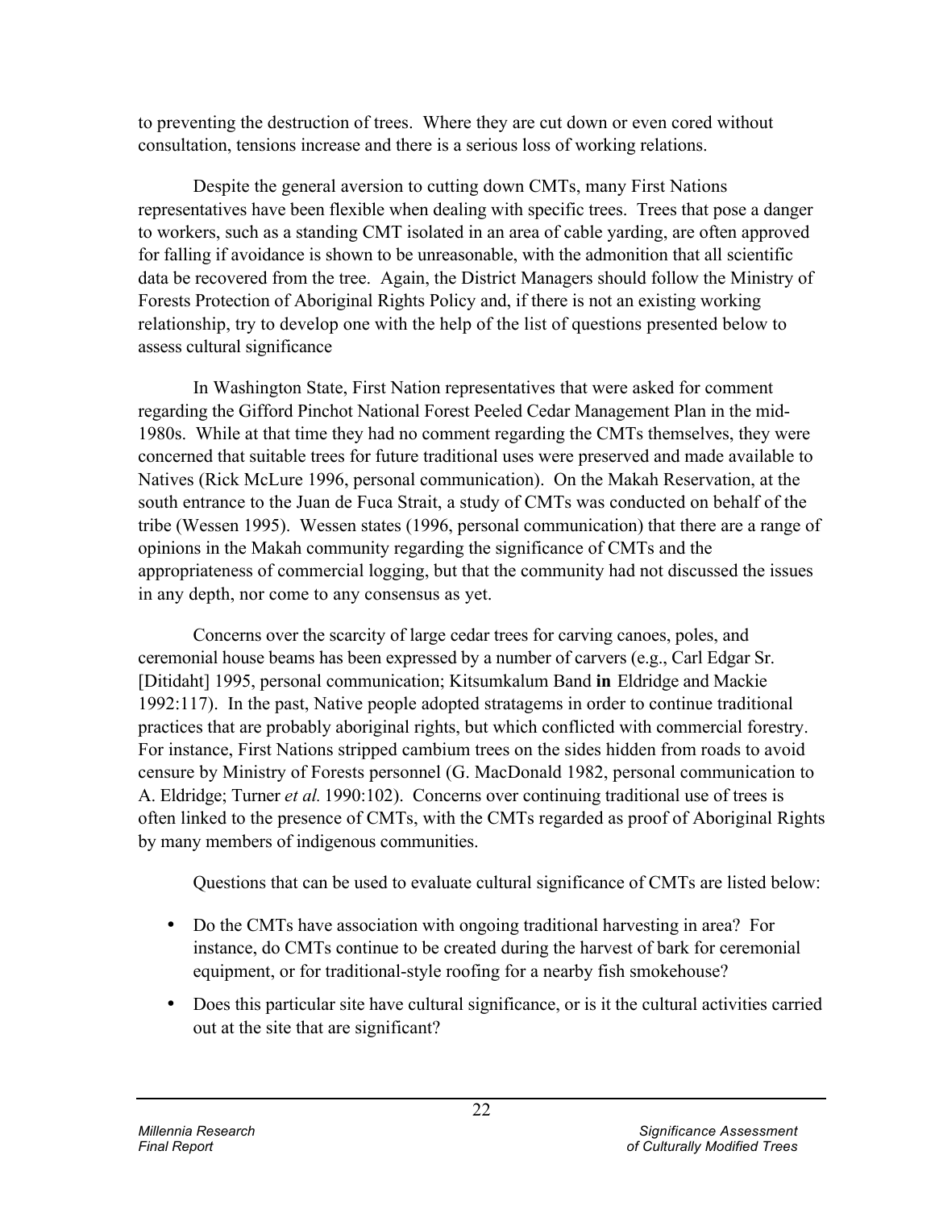to preventing the destruction of trees. Where they are cut down or even cored without consultation, tensions increase and there is a serious loss of working relations.

Despite the general aversion to cutting down CMTs, many First Nations representatives have been flexible when dealing with specific trees. Trees that pose a danger to workers, such as a standing CMT isolated in an area of cable yarding, are often approved for falling if avoidance is shown to be unreasonable, with the admonition that all scientific data be recovered from the tree. Again, the District Managers should follow the Ministry of Forests Protection of Aboriginal Rights Policy and, if there is not an existing working relationship, try to develop one with the help of the list of questions presented below to assess cultural significance

In Washington State, First Nation representatives that were asked for comment regarding the Gifford Pinchot National Forest Peeled Cedar Management Plan in the mid-1980s. While at that time they had no comment regarding the CMTs themselves, they were concerned that suitable trees for future traditional uses were preserved and made available to Natives (Rick McLure 1996, personal communication). On the Makah Reservation, at the south entrance to the Juan de Fuca Strait, a study of CMTs was conducted on behalf of the tribe (Wessen 1995). Wessen states (1996, personal communication) that there are a range of opinions in the Makah community regarding the significance of CMTs and the appropriateness of commercial logging, but that the community had not discussed the issues in any depth, nor come to any consensus as yet.

Concerns over the scarcity of large cedar trees for carving canoes, poles, and ceremonial house beams has been expressed by a number of carvers (e.g., Carl Edgar Sr. [Ditidaht] 1995, personal communication; Kitsumkalum Band **in** Eldridge and Mackie 1992:117). In the past, Native people adopted stratagems in order to continue traditional practices that are probably aboriginal rights, but which conflicted with commercial forestry. For instance, First Nations stripped cambium trees on the sides hidden from roads to avoid censure by Ministry of Forests personnel (G. MacDonald 1982, personal communication to A. Eldridge; Turner *et al.* 1990:102). Concerns over continuing traditional use of trees is often linked to the presence of CMTs, with the CMTs regarded as proof of Aboriginal Rights by many members of indigenous communities.

Questions that can be used to evaluate cultural significance of CMTs are listed below:

- Do the CMTs have association with ongoing traditional harvesting in area? For instance, do CMTs continue to be created during the harvest of bark for ceremonial equipment, or for traditional-style roofing for a nearby fish smokehouse?
- Does this particular site have cultural significance, or is it the cultural activities carried out at the site that are significant?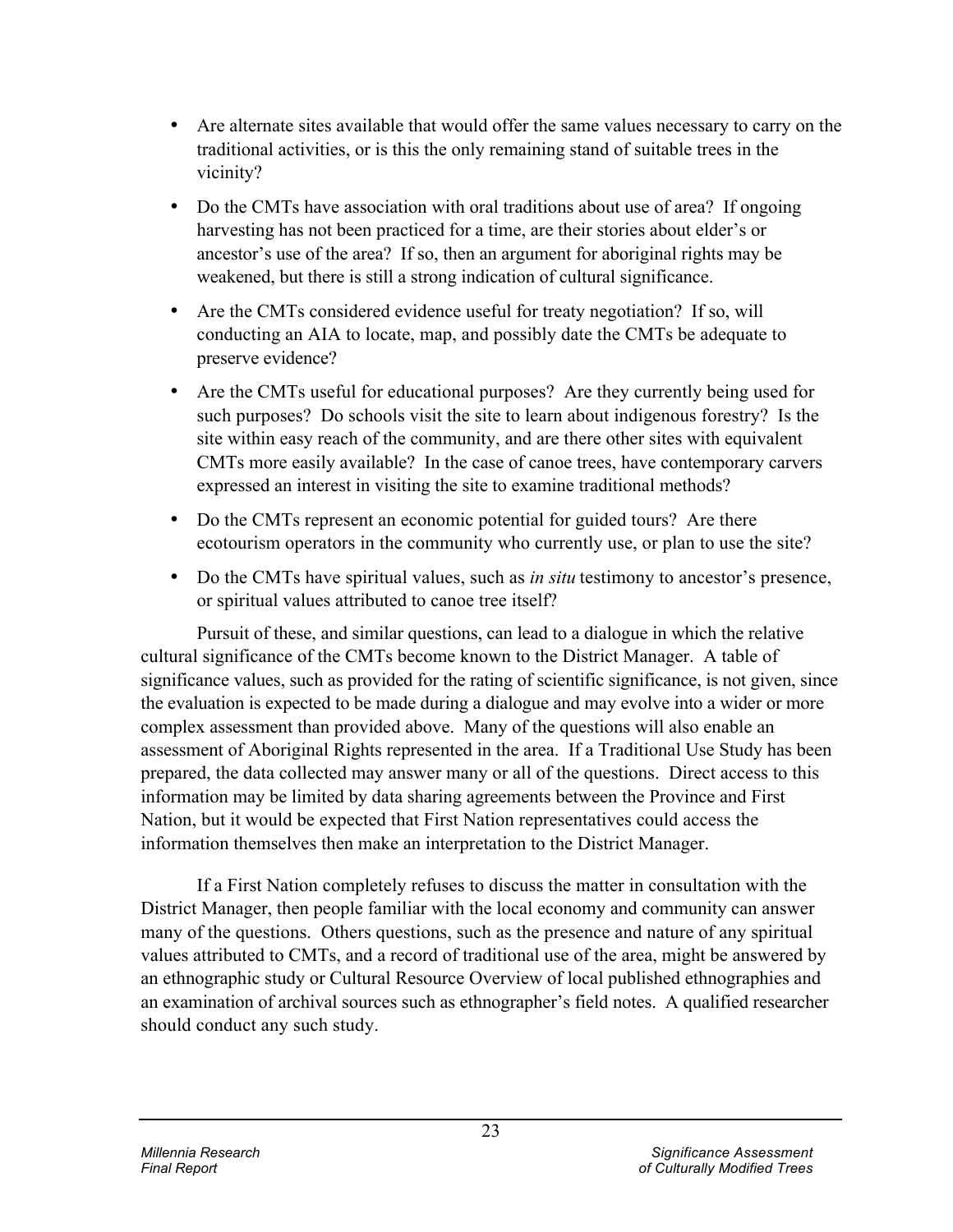- Are alternate sites available that would offer the same values necessary to carry on the traditional activities, or is this the only remaining stand of suitable trees in the vicinity?
- Do the CMTs have association with oral traditions about use of area? If ongoing harvesting has not been practiced for a time, are their stories about elder's or ancestor's use of the area? If so, then an argument for aboriginal rights may be weakened, but there is still a strong indication of cultural significance.
- Are the CMTs considered evidence useful for treaty negotiation? If so, will conducting an AIA to locate, map, and possibly date the CMTs be adequate to preserve evidence?
- Are the CMTs useful for educational purposes? Are they currently being used for such purposes? Do schools visit the site to learn about indigenous forestry? Is the site within easy reach of the community, and are there other sites with equivalent CMTs more easily available? In the case of canoe trees, have contemporary carvers expressed an interest in visiting the site to examine traditional methods?
- Do the CMTs represent an economic potential for guided tours? Are there ecotourism operators in the community who currently use, or plan to use the site?
- Do the CMTs have spiritual values, such as *in situ* testimony to ancestor's presence, or spiritual values attributed to canoe tree itself?

Pursuit of these, and similar questions, can lead to a dialogue in which the relative cultural significance of the CMTs become known to the District Manager. A table of significance values, such as provided for the rating of scientific significance, is not given, since the evaluation is expected to be made during a dialogue and may evolve into a wider or more complex assessment than provided above. Many of the questions will also enable an assessment of Aboriginal Rights represented in the area. If a Traditional Use Study has been prepared, the data collected may answer many or all of the questions. Direct access to this information may be limited by data sharing agreements between the Province and First Nation, but it would be expected that First Nation representatives could access the information themselves then make an interpretation to the District Manager.

If a First Nation completely refuses to discuss the matter in consultation with the District Manager, then people familiar with the local economy and community can answer many of the questions. Others questions, such as the presence and nature of any spiritual values attributed to CMTs, and a record of traditional use of the area, might be answered by an ethnographic study or Cultural Resource Overview of local published ethnographies and an examination of archival sources such as ethnographer's field notes. A qualified researcher should conduct any such study.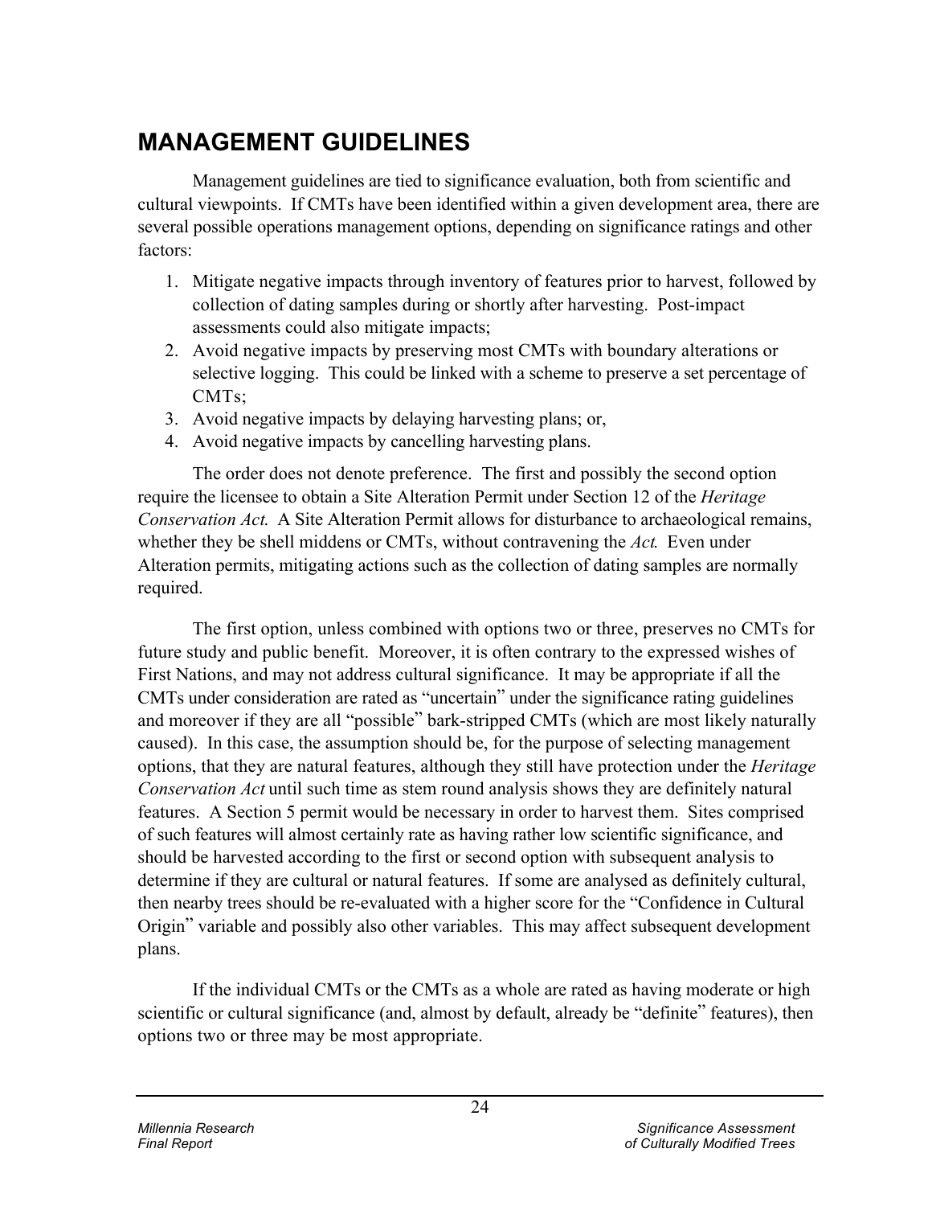# MANAGEMENT GUIDELINES

Management guidelines are tied to significance evaluation, both from scientific and cultural viewpoints. If CMTs have been identified within a given development area, there are several possible operations management options, depending on significance ratings and other factors:

1. Mitigate negative impacts through inventory of features prior to harvest, followed by collection of dating samples during or shortly after harvesting. Post-impact assessments could also mitigate impacts;
2. Avoid negative impacts by preserving most CMTs with boundary alterations or selective logging. This could be linked with a scheme to preserve a set percentage of CMTs;
3. Avoid negative impacts by delaying harvesting plans; or,
4. Avoid negative impacts by cancelling harvesting plans.

The order does not denote preference. The first and possibly the second option require the licensee to obtain a Site Alteration Permit under Section 12 of the *Heritage Conservation Act.* A Site Alteration Permit allows for disturbance to archaeological remains, whether they be shell middens or CMTs, without contravening the *Act.* Even under Alteration permits, mitigating actions such as the collection of dating samples are normally required.

The first option, unless combined with options two or three, preserves no CMTs for future study and public benefit. Moreover, it is often contrary to the expressed wishes of First Nations, and may not address cultural significance. It may be appropriate if all the CMTs under consideration are rated as "uncertain" under the significance rating guidelines and moreover if they are all "possible" bark-stripped CMTs (which are most likely naturally caused). In this case, the assumption should be, for the purpose of selecting management options, that they are natural features, although they still have protection under the *Heritage Conservation Act* until such time as stem round analysis shows they are definitely natural features. A Section 5 permit would be necessary in order to harvest them. Sites comprised of such features will almost certainly rate as having rather low scientific significance, and should be harvested according to the first or second option with subsequent analysis to determine if they are cultural or natural features. If some are analysed as definitely cultural, then nearby trees should be re-evaluated with a higher score for the "Confidence in Cultural Origin" variable and possibly also other variables. This may affect subsequent development plans.

If the individual CMTs or the CMTs as a whole are rated as having moderate or high scientific or cultural significance (and, almost by default, already be "definite" features), then options two or three may be most appropriate.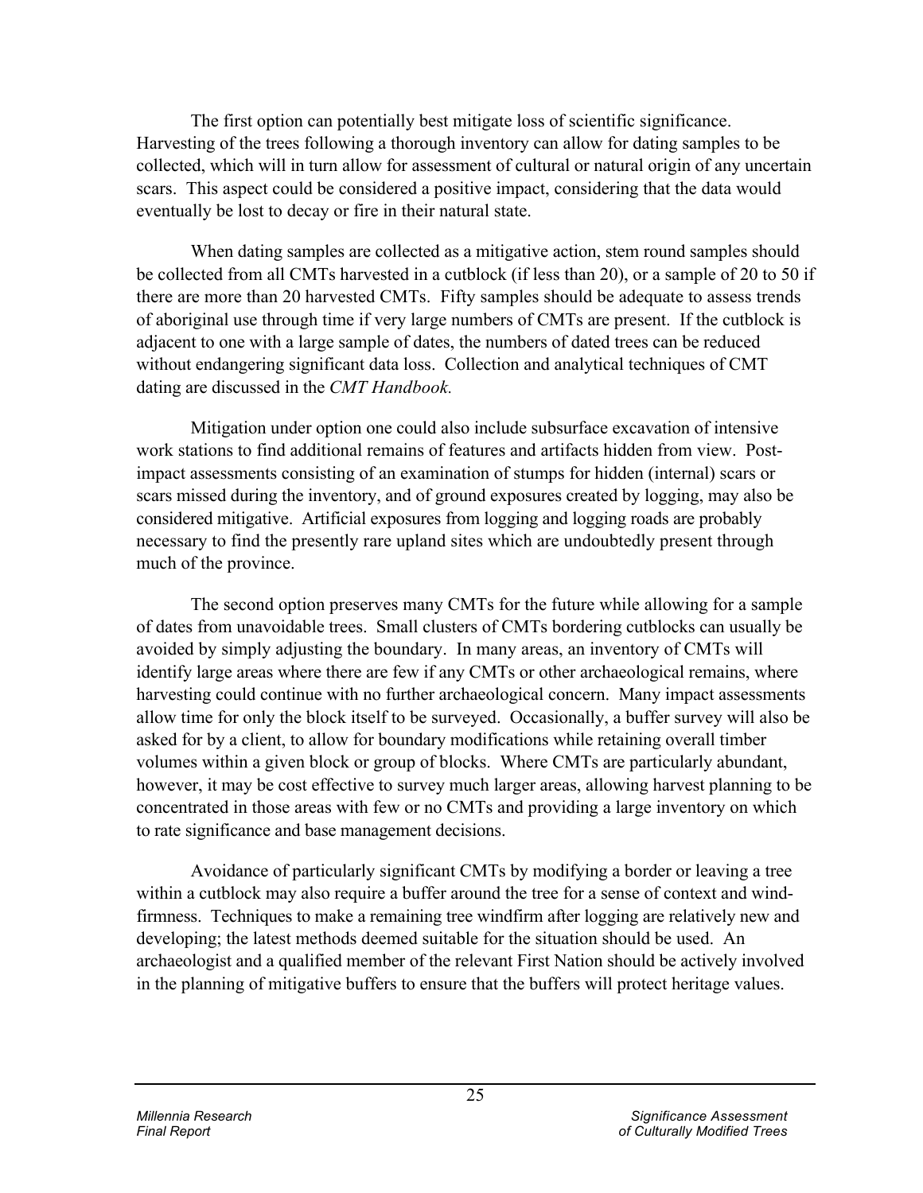The first option can potentially best mitigate loss of scientific significance. Harvesting of the trees following a thorough inventory can allow for dating samples to be collected, which will in turn allow for assessment of cultural or natural origin of any uncertain scars. This aspect could be considered a positive impact, considering that the data would eventually be lost to decay or fire in their natural state.

When dating samples are collected as a mitigative action, stem round samples should be collected from all CMTs harvested in a cutblock (if less than 20), or a sample of 20 to 50 if there are more than 20 harvested CMTs. Fifty samples should be adequate to assess trends of aboriginal use through time if very large numbers of CMTs are present. If the cutblock is adjacent to one with a large sample of dates, the numbers of dated trees can be reduced without endangering significant data loss. Collection and analytical techniques of CMT dating are discussed in the *CMT Handbook.*

Mitigation under option one could also include subsurface excavation of intensive work stations to find additional remains of features and artifacts hidden from view. Post-impact assessments consisting of an examination of stumps for hidden (internal) scars or scars missed during the inventory, and of ground exposures created by logging, may also be considered mitigative. Artificial exposures from logging and logging roads are probably necessary to find the presently rare upland sites which are undoubtedly present through much of the province.

The second option preserves many CMTs for the future while allowing for a sample of dates from unavoidable trees. Small clusters of CMTs bordering cutblocks can usually be avoided by simply adjusting the boundary. In many areas, an inventory of CMTs will identify large areas where there are few if any CMTs or other archaeological remains, where harvesting could continue with no further archaeological concern. Many impact assessments allow time for only the block itself to be surveyed. Occasionally, a buffer survey will also be asked for by a client, to allow for boundary modifications while retaining overall timber volumes within a given block or group of blocks. Where CMTs are particularly abundant, however, it may be cost effective to survey much larger areas, allowing harvest planning to be concentrated in those areas with few or no CMTs and providing a large inventory on which to rate significance and base management decisions.

Avoidance of particularly significant CMTs by modifying a border or leaving a tree within a cutblock may also require a buffer around the tree for a sense of context and wind-firmness. Techniques to make a remaining tree windfirm after logging are relatively new and developing; the latest methods deemed suitable for the situation should be used. An archaeologist and a qualified member of the relevant First Nation should be actively involved in the planning of mitigative buffers to ensure that the buffers will protect heritage values.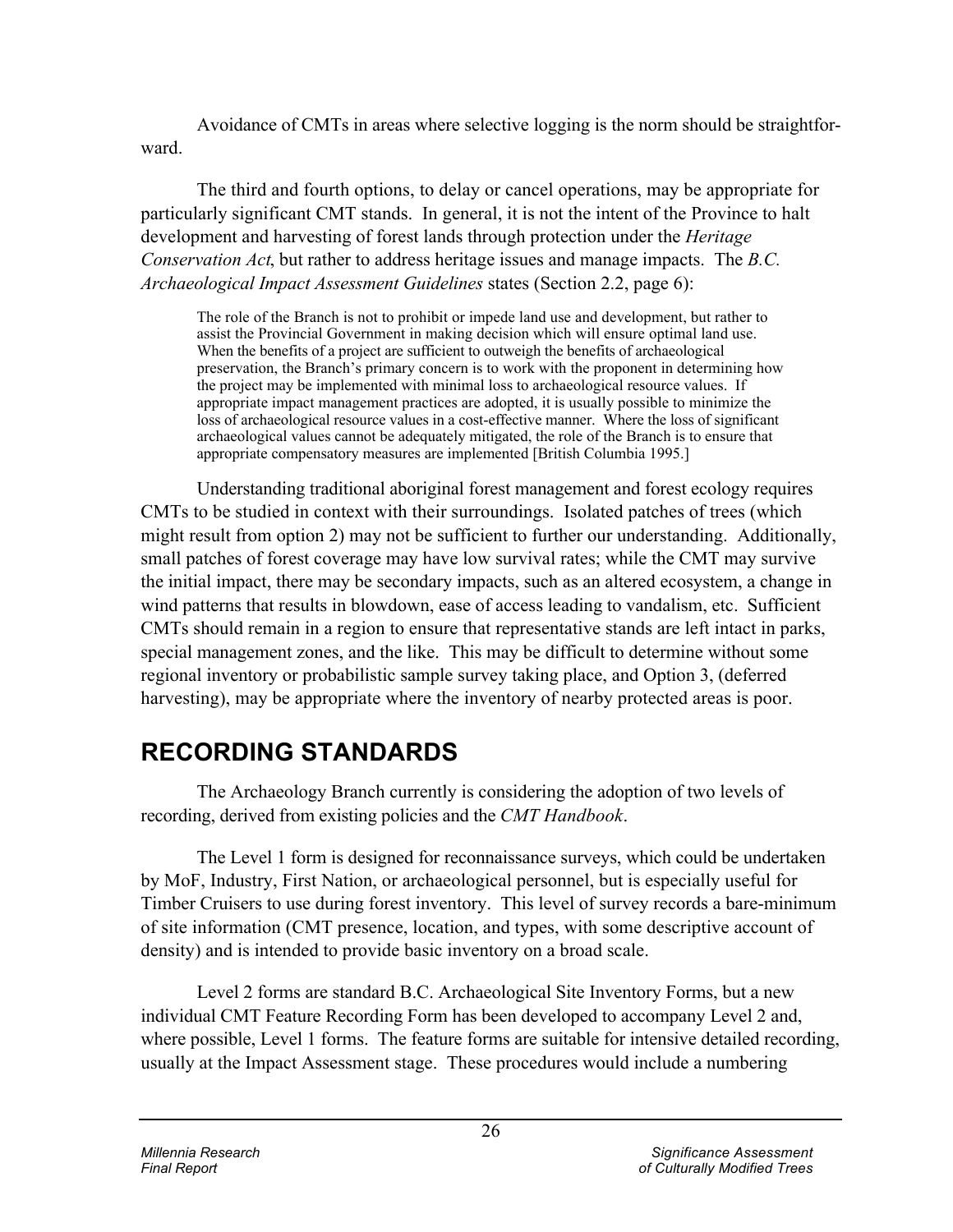Avoidance of CMTs in areas where selective logging is the norm should be straightforward.

The third and fourth options, to delay or cancel operations, may be appropriate for particularly significant CMT stands. In general, it is not the intent of the Province to halt development and harvesting of forest lands through protection under the *Heritage Conservation Act*, but rather to address heritage issues and manage impacts. The *B.C. Archaeological Impact Assessment Guidelines* states (Section 2.2, page 6):

> The role of the Branch is not to prohibit or impede land use and development, but rather to assist the Provincial Government in making decision which will ensure optimal land use. When the benefits of a project are sufficient to outweigh the benefits of archaeological preservation, the Branch's primary concern is to work with the proponent in determining how the project may be implemented with minimal loss to archaeological resource values. If appropriate impact management practices are adopted, it is usually possible to minimize the loss of archaeological resource values in a cost-effective manner. Where the loss of significant archaeological values cannot be adequately mitigated, the role of the Branch is to ensure that appropriate compensatory measures are implemented [British Columbia 1995.]

Understanding traditional aboriginal forest management and forest ecology requires CMTs to be studied in context with their surroundings. Isolated patches of trees (which might result from option 2) may not be sufficient to further our understanding. Additionally, small patches of forest coverage may have low survival rates; while the CMT may survive the initial impact, there may be secondary impacts, such as an altered ecosystem, a change in wind patterns that results in blowdown, ease of access leading to vandalism, etc. Sufficient CMTs should remain in a region to ensure that representative stands are left intact in parks, special management zones, and the like. This may be difficult to determine without some regional inventory or probabilistic sample survey taking place, and Option 3, (deferred harvesting), may be appropriate where the inventory of nearby protected areas is poor.

## RECORDING STANDARDS

The Archaeology Branch currently is considering the adoption of two levels of recording, derived from existing policies and the *CMT Handbook*.

The Level 1 form is designed for reconnaissance surveys, which could be undertaken by MoF, Industry, First Nation, or archaeological personnel, but is especially useful for Timber Cruisers to use during forest inventory. This level of survey records a bare-minimum of site information (CMT presence, location, and types, with some descriptive account of density) and is intended to provide basic inventory on a broad scale.

Level 2 forms are standard B.C. Archaeological Site Inventory Forms, but a new individual CMT Feature Recording Form has been developed to accompany Level 2 and, where possible, Level 1 forms. The feature forms are suitable for intensive detailed recording, usually at the Impact Assessment stage. These procedures would include a numbering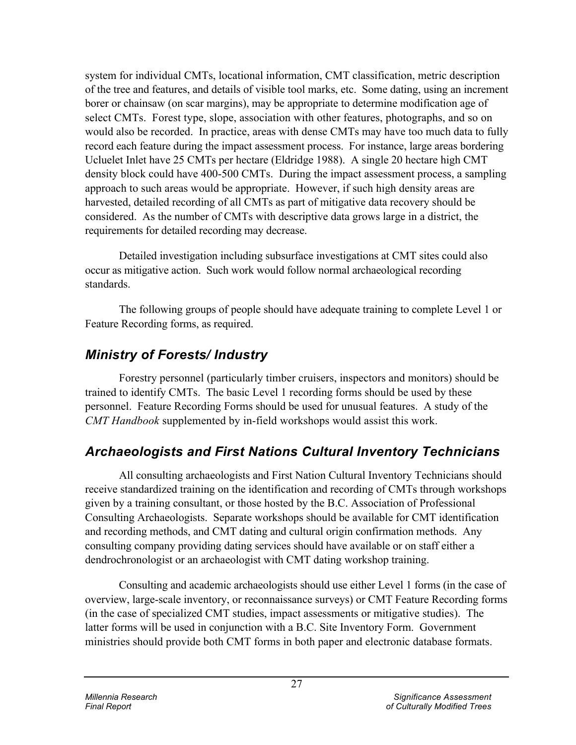system for individual CMTs, locational information, CMT classification, metric description of the tree and features, and details of visible tool marks, etc. Some dating, using an increment borer or chainsaw (on scar margins), may be appropriate to determine modification age of select CMTs. Forest type, slope, association with other features, photographs, and so on would also be recorded. In practice, areas with dense CMTs may have too much data to fully record each feature during the impact assessment process. For instance, large areas bordering Ucluelet Inlet have 25 CMTs per hectare (Eldridge 1988). A single 20 hectare high CMT density block could have 400-500 CMTs. During the impact assessment process, a sampling approach to such areas would be appropriate. However, if such high density areas are harvested, detailed recording of all CMTs as part of mitigative data recovery should be considered. As the number of CMTs with descriptive data grows large in a district, the requirements for detailed recording may decrease.

Detailed investigation including subsurface investigations at CMT sites could also occur as mitigative action. Such work would follow normal archaeological recording standards.

The following groups of people should have adequate training to complete Level 1 or Feature Recording forms, as required.

## *Ministry of Forests/ Industry*

Forestry personnel (particularly timber cruisers, inspectors and monitors) should be trained to identify CMTs. The basic Level 1 recording forms should be used by these personnel. Feature Recording Forms should be used for unusual features. A study of the *CMT Handbook* supplemented by in-field workshops would assist this work.

## *Archaeologists and First Nations Cultural Inventory Technicians*

All consulting archaeologists and First Nation Cultural Inventory Technicians should receive standardized training on the identification and recording of CMTs through workshops given by a training consultant, or those hosted by the B.C. Association of Professional Consulting Archaeologists. Separate workshops should be available for CMT identification and recording methods, and CMT dating and cultural origin confirmation methods. Any consulting company providing dating services should have available or on staff either a dendrochronologist or an archaeologist with CMT dating workshop training.

Consulting and academic archaeologists should use either Level 1 forms (in the case of overview, large-scale inventory, or reconnaissance surveys) or CMT Feature Recording forms (in the case of specialized CMT studies, impact assessments or mitigative studies). The latter forms will be used in conjunction with a B.C. Site Inventory Form. Government ministries should provide both CMT forms in both paper and electronic database formats.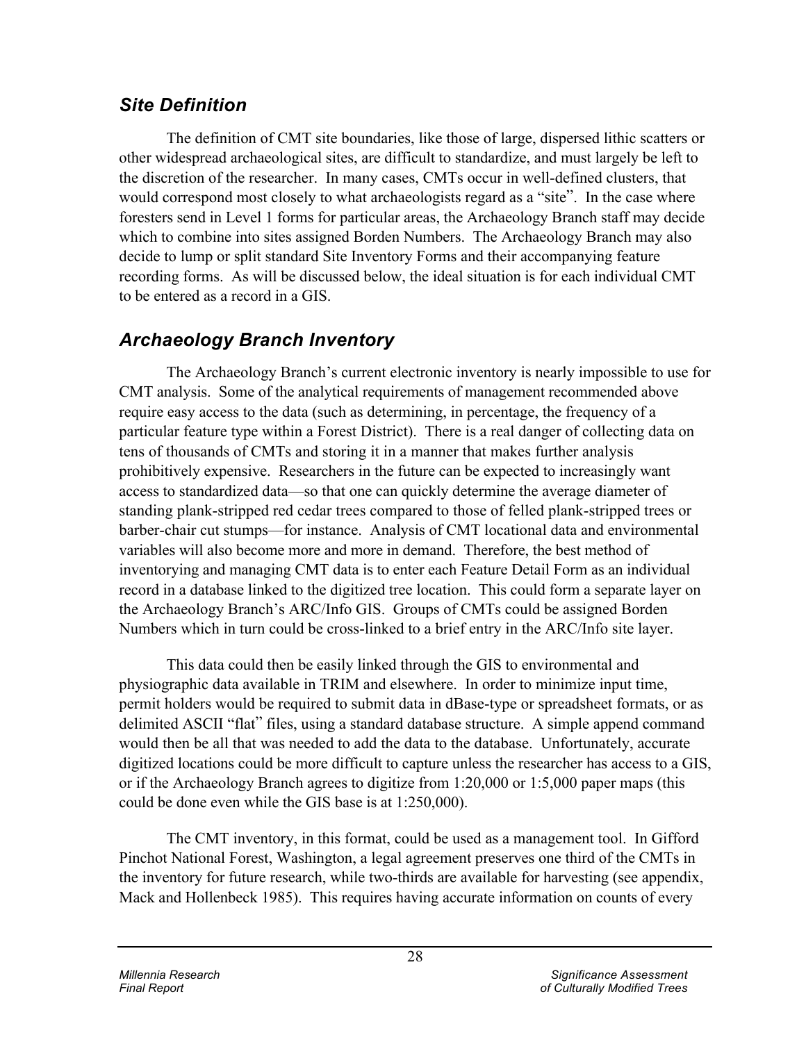## *Site Definition*

The definition of CMT site boundaries, like those of large, dispersed lithic scatters or other widespread archaeological sites, are difficult to standardize, and must largely be left to the discretion of the researcher. In many cases, CMTs occur in well-defined clusters, that would correspond most closely to what archaeologists regard as a "site". In the case where foresters send in Level 1 forms for particular areas, the Archaeology Branch staff may decide which to combine into sites assigned Borden Numbers. The Archaeology Branch may also decide to lump or split standard Site Inventory Forms and their accompanying feature recording forms. As will be discussed below, the ideal situation is for each individual CMT to be entered as a record in a GIS.

## *Archaeology Branch Inventory*

The Archaeology Branch's current electronic inventory is nearly impossible to use for CMT analysis. Some of the analytical requirements of management recommended above require easy access to the data (such as determining, in percentage, the frequency of a particular feature type within a Forest District). There is a real danger of collecting data on tens of thousands of CMTs and storing it in a manner that makes further analysis prohibitively expensive. Researchers in the future can be expected to increasingly want access to standardized data—so that one can quickly determine the average diameter of standing plank-stripped red cedar trees compared to those of felled plank-stripped trees or barber-chair cut stumps—for instance. Analysis of CMT locational data and environmental variables will also become more and more in demand. Therefore, the best method of inventorying and managing CMT data is to enter each Feature Detail Form as an individual record in a database linked to the digitized tree location. This could form a separate layer on the Archaeology Branch's ARC/Info GIS. Groups of CMTs could be assigned Borden Numbers which in turn could be cross-linked to a brief entry in the ARC/Info site layer.

This data could then be easily linked through the GIS to environmental and physiographic data available in TRIM and elsewhere. In order to minimize input time, permit holders would be required to submit data in dBase-type or spreadsheet formats, or as delimited ASCII "flat" files, using a standard database structure. A simple append command would then be all that was needed to add the data to the database. Unfortunately, accurate digitized locations could be more difficult to capture unless the researcher has access to a GIS, or if the Archaeology Branch agrees to digitize from 1:20,000 or 1:5,000 paper maps (this could be done even while the GIS base is at 1:250,000).

The CMT inventory, in this format, could be used as a management tool. In Gifford Pinchot National Forest, Washington, a legal agreement preserves one third of the CMTs in the inventory for future research, while two-thirds are available for harvesting (see appendix, Mack and Hollenbeck 1985). This requires having accurate information on counts of every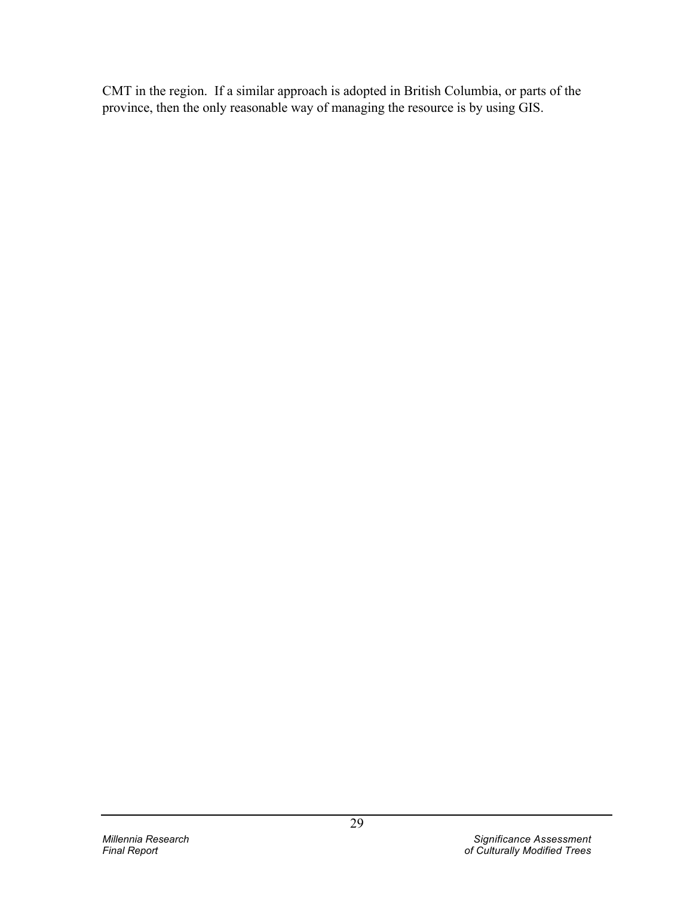CMT in the region. If a similar approach is adopted in British Columbia, or parts of the province, then the only reasonable way of managing the resource is by using GIS.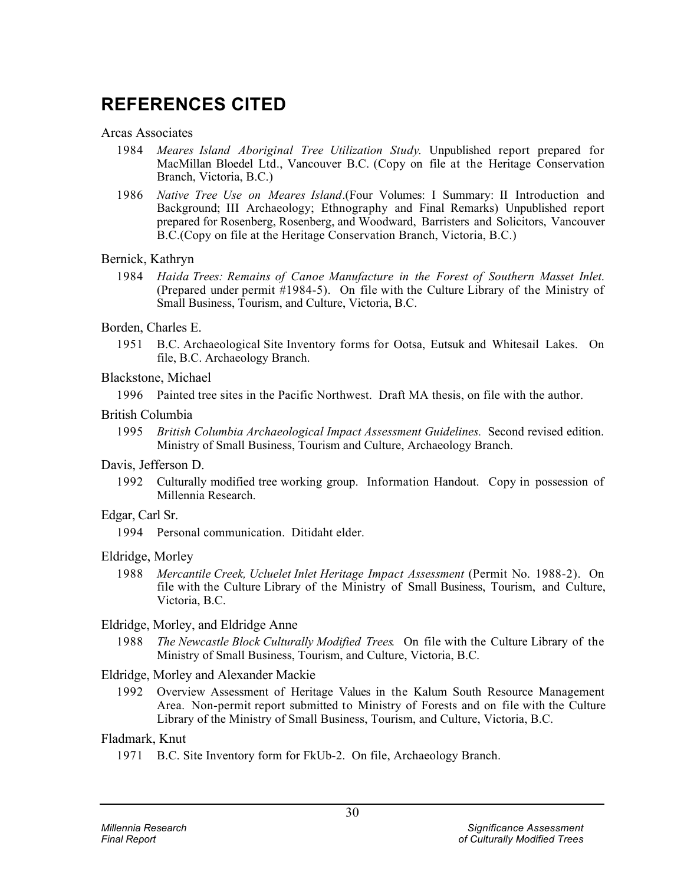# REFERENCES CITED

Arcas Associates

1984 *Meares Island Aboriginal Tree Utilization Study*. Unpublished report prepared for MacMillan Bloedel Ltd., Vancouver B.C. (Copy on file at the Heritage Conservation Branch, Victoria, B.C.)

1986 *Native Tree Use on Meares Island*.(Four Volumes: I Summary: II Introduction and Background; III Archaeology; Ethnography and Final Remarks) Unpublished report prepared for Rosenberg, Rosenberg, and Woodward, Barristers and Solicitors, Vancouver B.C.(Copy on file at the Heritage Conservation Branch, Victoria, B.C.)

Bernick, Kathryn

1984 *Haida Trees: Remains of Canoe Manufacture in the Forest of Southern Masset Inlet*. (Prepared under permit #1984-5). On file with the Culture Library of the Ministry of Small Business, Tourism, and Culture, Victoria, B.C.

Borden, Charles E.

1951 B.C. Archaeological Site Inventory forms for Ootsa, Eutsuk and Whitesail Lakes. On file, B.C. Archaeology Branch.

Blackstone, Michael

1996 Painted tree sites in the Pacific Northwest. Draft MA thesis, on file with the author.

British Columbia

1995 *British Columbia Archaeological Impact Assessment Guidelines.* Second revised edition. Ministry of Small Business, Tourism and Culture, Archaeology Branch.

Davis, Jefferson D.

1992 Culturally modified tree working group. Information Handout. Copy in possession of Millennia Research.

Edgar, Carl Sr.

1994 Personal communication. Ditidaht elder.

Eldridge, Morley

1988 *Mercantile Creek, Ucluelet Inlet Heritage Impact Assessment* (Permit No. 1988-2). On file with the Culture Library of the Ministry of Small Business, Tourism, and Culture, Victoria, B.C.

Eldridge, Morley, and Eldridge Anne

1988 *The Newcastle Block Culturally Modified Trees*. On file with the Culture Library of the Ministry of Small Business, Tourism, and Culture, Victoria, B.C.

Eldridge, Morley and Alexander Mackie

1992 Overview Assessment of Heritage Values in the Kalum South Resource Management Area. Non-permit report submitted to Ministry of Forests and on file with the Culture Library of the Ministry of Small Business, Tourism, and Culture, Victoria, B.C.

Fladmark, Knut

1971 B.C. Site Inventory form for FkUb-2. On file, Archaeology Branch.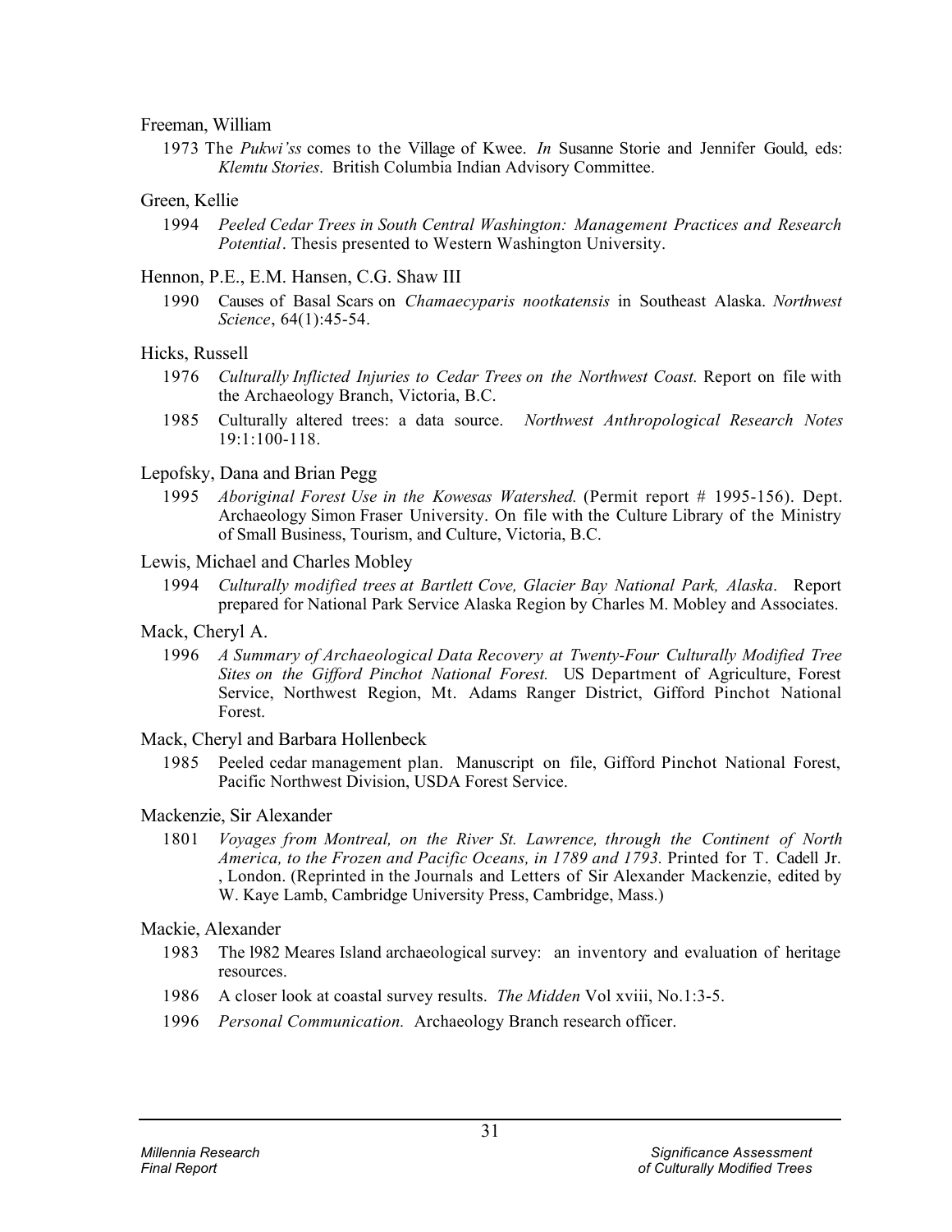Freeman, William

1973 The *Pukwi'ss* comes to the Village of Kwee. *In* Susanne Storie and Jennifer Gould, eds: *Klemtu Stories*. British Columbia Indian Advisory Committee.

Green, Kellie

1994 *Peeled Cedar Trees in South Central Washington: Management Practices and Research Potential*. Thesis presented to Western Washington University.

Hennon, P.E., E.M. Hansen, C.G. Shaw III

1990 Causes of Basal Scars on *Chamaecyparis nootkatensis* in Southeast Alaska. *Northwest Science*, 64(1):45-54.

Hicks, Russell

1976 *Culturally Inflicted Injuries to Cedar Trees on the Northwest Coast.* Report on file with the Archaeology Branch, Victoria, B.C.

1985 Culturally altered trees: a data source. *Northwest Anthropological Research Notes* 19:1:100-118.

Lepofsky, Dana and Brian Pegg

1995 *Aboriginal Forest Use in the Kowesas Watershed.* (Permit report # 1995-156). Dept. Archaeology Simon Fraser University. On file with the Culture Library of the Ministry of Small Business, Tourism, and Culture, Victoria, B.C.

Lewis, Michael and Charles Mobley

1994 *Culturally modified trees at Bartlett Cove, Glacier Bay National Park, Alaska*. Report prepared for National Park Service Alaska Region by Charles M. Mobley and Associates.

Mack, Cheryl A.

1996 *A Summary of Archaeological Data Recovery at Twenty-Four Culturally Modified Tree Sites on the Gifford Pinchot National Forest.* US Department of Agriculture, Forest Service, Northwest Region, Mt. Adams Ranger District, Gifford Pinchot National Forest.

Mack, Cheryl and Barbara Hollenbeck

1985 Peeled cedar management plan. Manuscript on file, Gifford Pinchot National Forest, Pacific Northwest Division, USDA Forest Service.

Mackenzie, Sir Alexander

1801 *Voyages from Montreal, on the River St. Lawrence, through the Continent of North America, to the Frozen and Pacific Oceans, in 1789 and 1793.* Printed for T. Cadell Jr. , London. (Reprinted in the Journals and Letters of Sir Alexander Mackenzie, edited by W. Kaye Lamb, Cambridge University Press, Cambridge, Mass.)

Mackie, Alexander

1983 The l982 Meares Island archaeological survey: an inventory and evaluation of heritage resources.

1986 A closer look at coastal survey results. *The Midden* Vol xviii, No.1:3-5.

1996 *Personal Communication.* Archaeology Branch research officer.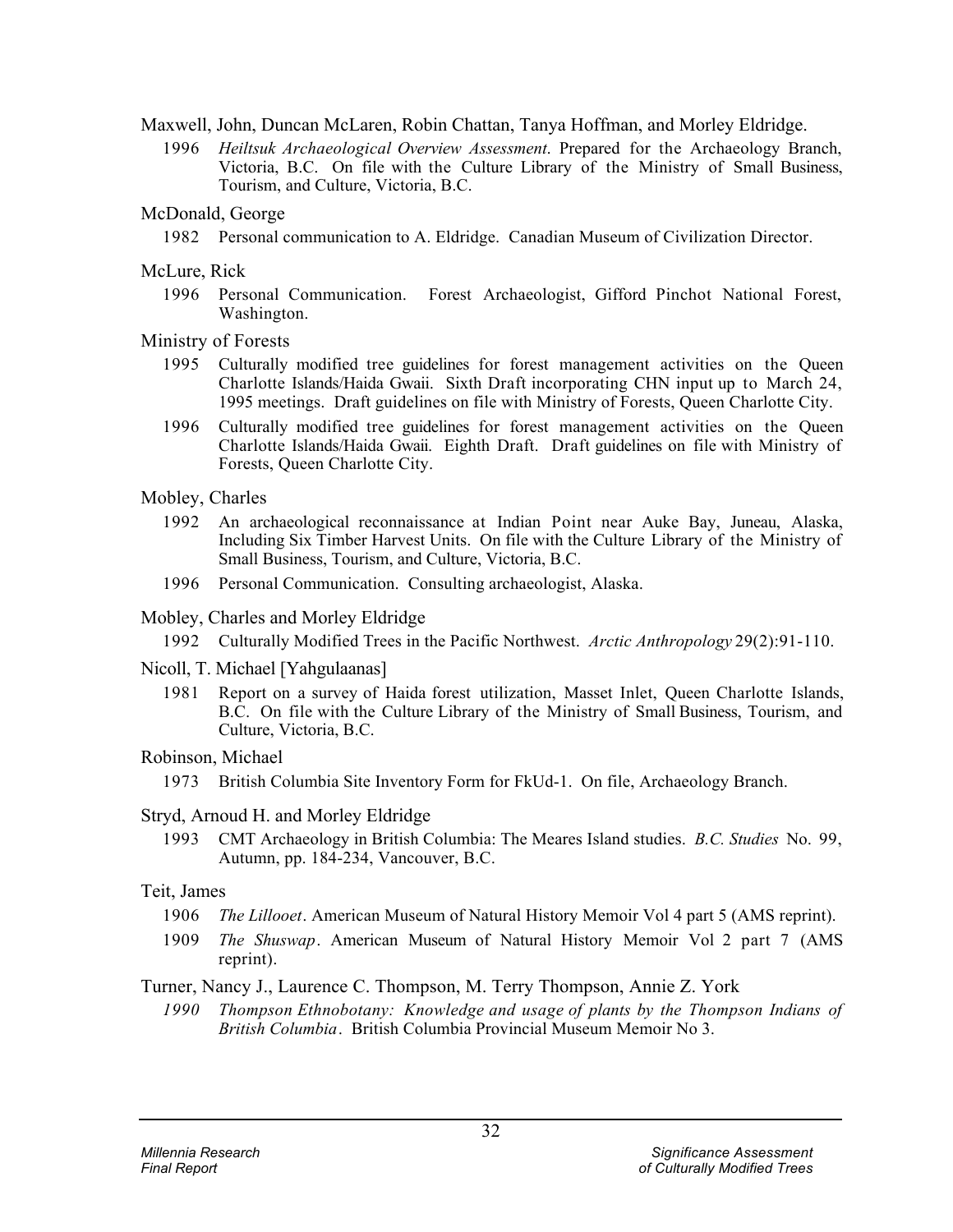Maxwell, John, Duncan McLaren, Robin Chattan, Tanya Hoffman, and Morley Eldridge.

1996 *Heiltsuk Archaeological Overview Assessment*. Prepared for the Archaeology Branch, Victoria, B.C. On file with the Culture Library of the Ministry of Small Business, Tourism, and Culture, Victoria, B.C.

McDonald, George

1982 Personal communication to A. Eldridge. Canadian Museum of Civilization Director.

McLure, Rick

1996 Personal Communication. Forest Archaeologist, Gifford Pinchot National Forest, Washington.

Ministry of Forests

1995 Culturally modified tree guidelines for forest management activities on the Queen Charlotte Islands/Haida Gwaii. Sixth Draft incorporating CHN input up to March 24, 1995 meetings. Draft guidelines on file with Ministry of Forests, Queen Charlotte City.

1996 Culturally modified tree guidelines for forest management activities on the Queen Charlotte Islands/Haida Gwaii. Eighth Draft. Draft guidelines on file with Ministry of Forests, Queen Charlotte City.

Mobley, Charles

1992 An archaeological reconnaissance at Indian Point near Auke Bay, Juneau, Alaska, Including Six Timber Harvest Units. On file with the Culture Library of the Ministry of Small Business, Tourism, and Culture, Victoria, B.C.

1996 Personal Communication. Consulting archaeologist, Alaska.

Mobley, Charles and Morley Eldridge

1992 Culturally Modified Trees in the Pacific Northwest. *Arctic Anthropology* 29(2):91-110.

Nicoll, T. Michael [Yahgulaanas]

1981 Report on a survey of Haida forest utilization, Masset Inlet, Queen Charlotte Islands, B.C. On file with the Culture Library of the Ministry of Small Business, Tourism, and Culture, Victoria, B.C.

Robinson, Michael

1973 British Columbia Site Inventory Form for FkUd-1. On file, Archaeology Branch.

Stryd, Arnoud H. and Morley Eldridge

1993 CMT Archaeology in British Columbia: The Meares Island studies. *B.C. Studies* No. 99, Autumn, pp. 184-234, Vancouver, B.C.

Teit, James

1906 *The Lillooet*. American Museum of Natural History Memoir Vol 4 part 5 (AMS reprint).

1909 *The Shuswap*. American Museum of Natural History Memoir Vol 2 part 7 (AMS reprint).

Turner, Nancy J., Laurence C. Thompson, M. Terry Thompson, Annie Z. York

*1990 Thompson Ethnobotany: Knowledge and usage of plants by the Thompson Indians of British Columbia*. British Columbia Provincial Museum Memoir No 3.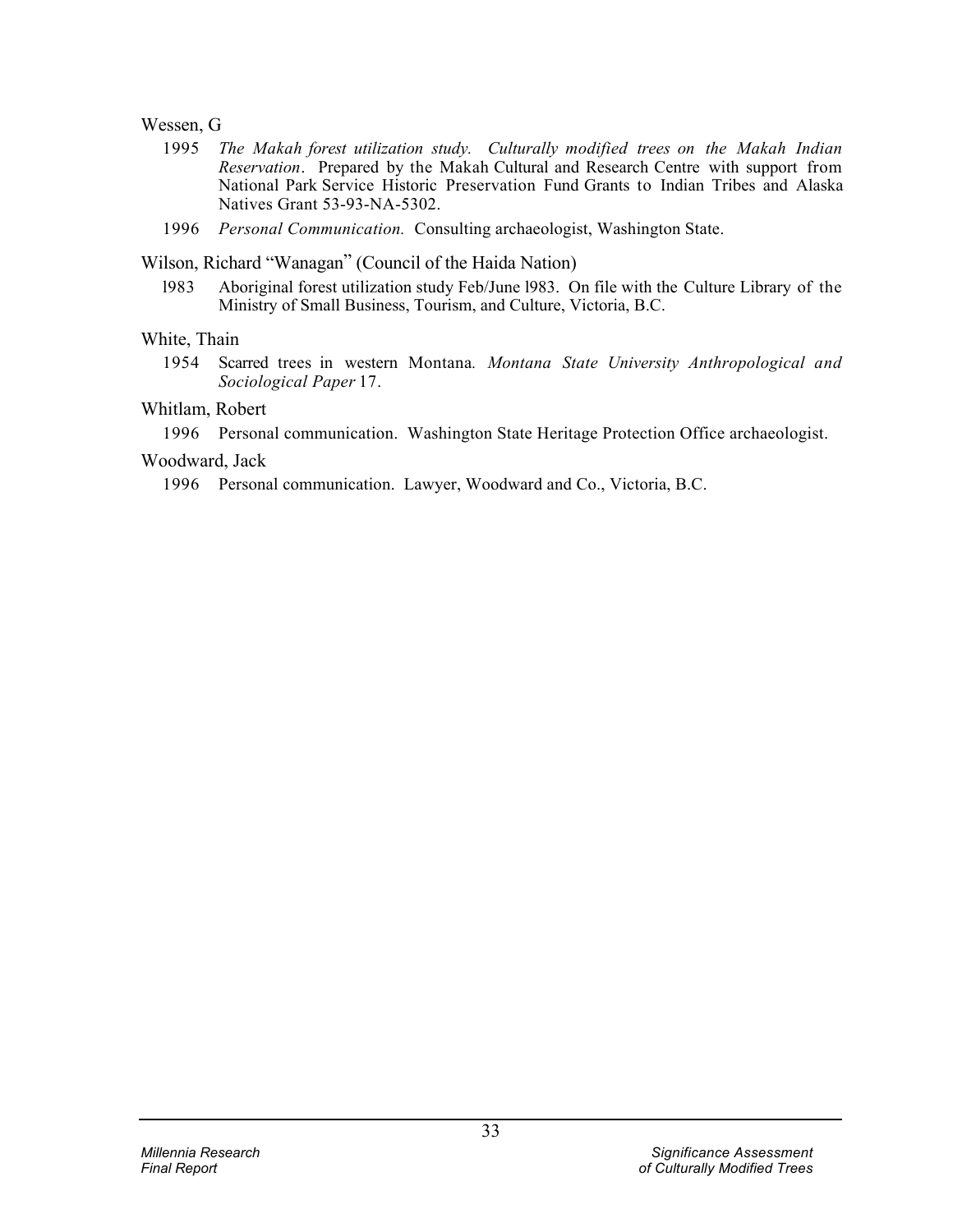Wessen, G

1995 *The Makah forest utilization study. Culturally modified trees on the Makah Indian Reservation*. Prepared by the Makah Cultural and Research Centre with support from National Park Service Historic Preservation Fund Grants to Indian Tribes and Alaska Natives Grant 53-93-NA-5302.

1996 *Personal Communication.* Consulting archaeologist, Washington State.

Wilson, Richard "Wanagan" (Council of the Haida Nation)

l983 Aboriginal forest utilization study Feb/June l983. On file with the Culture Library of the Ministry of Small Business, Tourism, and Culture, Victoria, B.C.

White, Thain

1954 Scarred trees in western Montana. *Montana State University Anthropological and Sociological Paper* 17.

Whitlam, Robert

1996 Personal communication. Washington State Heritage Protection Office archaeologist.

Woodward, Jack

1996 Personal communication. Lawyer, Woodward and Co., Victoria, B.C.